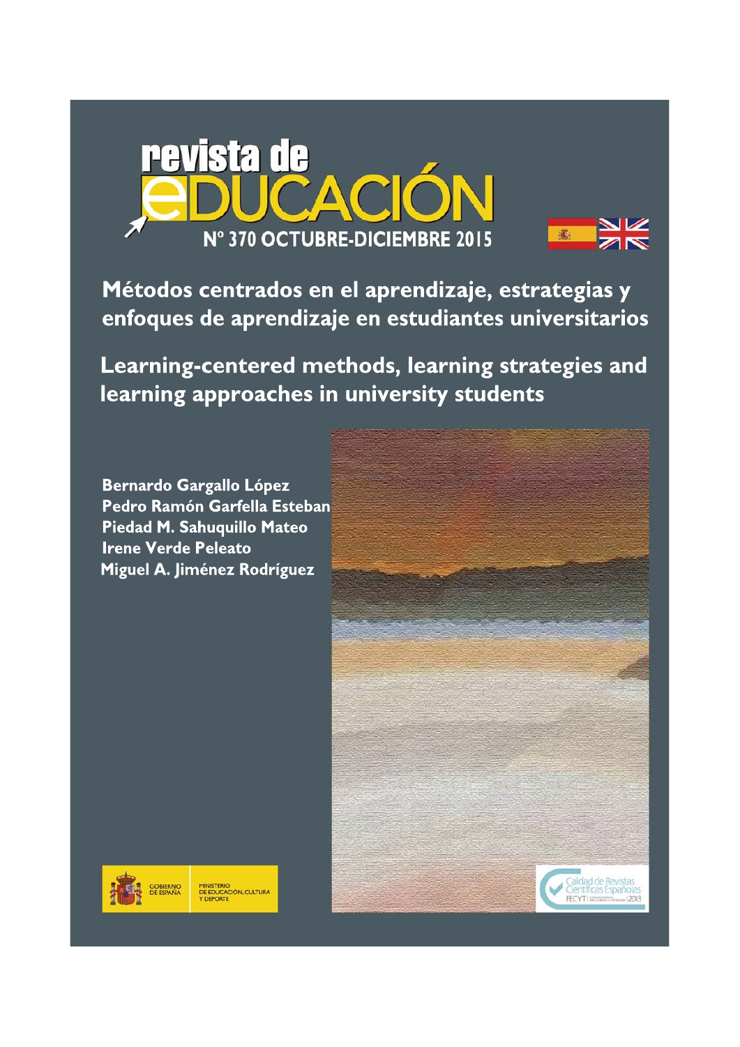# revista de EDUCACIÓN

Nº 370 OCTUBRE-DICIEMBRE 2015

## Métodos centrados en el aprendizaje, estrategias y enfoques de aprendizaje en estudiantes universitarios

## Learning-centered methods, learning strategies and learning approaches in university students

**Bernardo Gargallo López**
**Pedro Ramón Garfella Esteban**
**Piedad M. Sahuquillo Mateo**
**Irene Verde Peleato**
**Miguel A. Jiménez Rodríguez**

GOBIERNO DE ESPAÑA — MINISTERIO DE EDUCACIÓN, CULTURA Y DEPORTE

Calidad de Revistas Científicas Españolas — FECYT 2013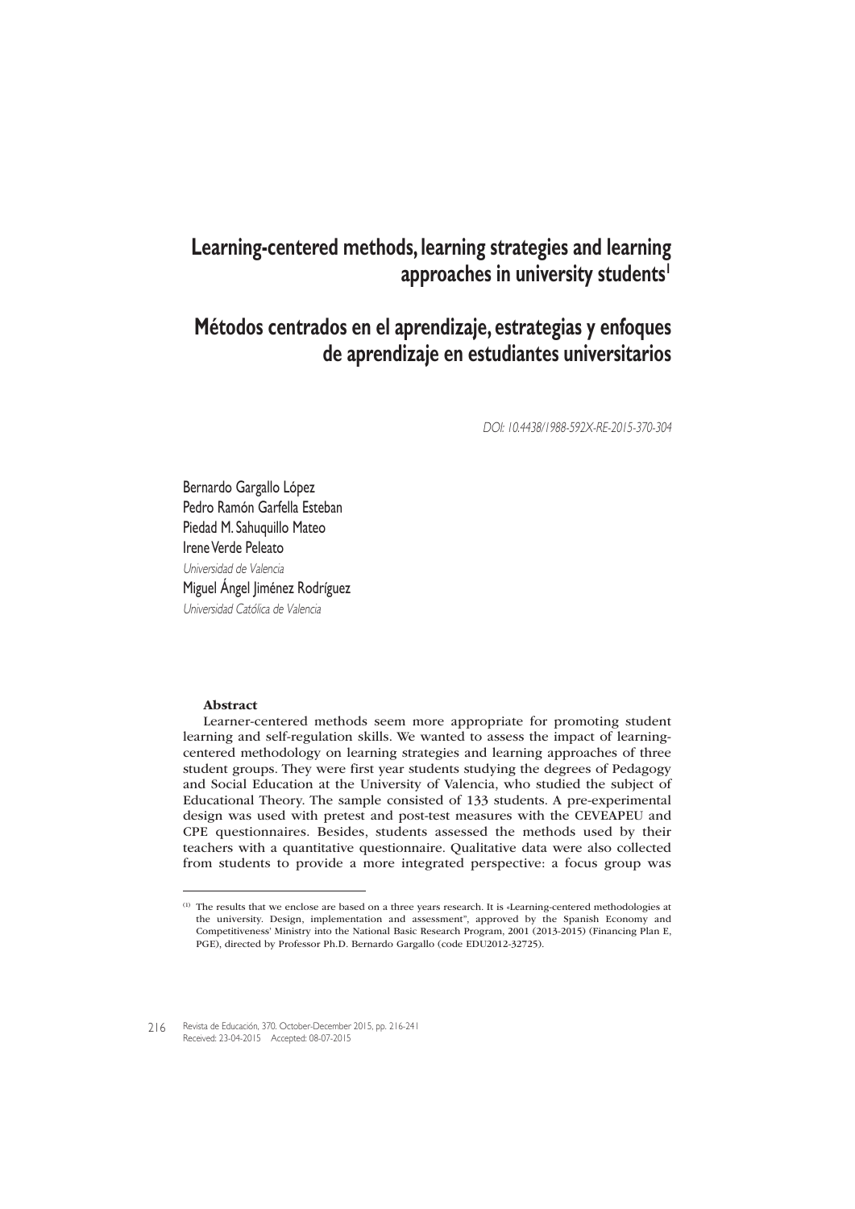# Learning-centered methods, learning strategies and learning approaches in university students[1]

# Métodos centrados en el aprendizaje, estrategias y enfoques de aprendizaje en estudiantes universitarios

*DOI: 10.4438/1988-592X-RE-2015-370-304*

Bernardo Gargallo López
Pedro Ramón Garfella Esteban
Piedad M. Sahuquillo Mateo
Irene Verde Peleato
*Universidad de Valencia*
Miguel Ángel Jiménez Rodríguez
*Universidad Católica de Valencia*

**Abstract**

Learner-centered methods seem more appropriate for promoting student learning and self-regulation skills. We wanted to assess the impact of learning-centered methodology on learning strategies and learning approaches of three student groups. They were first year students studying the degrees of Pedagogy and Social Education at the University of Valencia, who studied the subject of Educational Theory. The sample consisted of 133 students. A pre-experimental design was used with pretest and post-test measures with the CEVEAPEU and CPE questionnaires. Besides, students assessed the methods used by their teachers with a quantitative questionnaire. Qualitative data were also collected from students to provide a more integrated perspective: a focus group was

---

(1) The results that we enclose are based on a three years research. It is «Learning-centered methodologies at the university. Design, implementation and assessment", approved by the Spanish Economy and Competitiveness' Ministry into the National Basic Research Program, 2001 (2013-2015) (Financing Plan E, PGE), directed by Professor Ph.D. Bernardo Gargallo (code EDU2012-32725).

Received: 23-04-2015 Accepted: 08-07-2015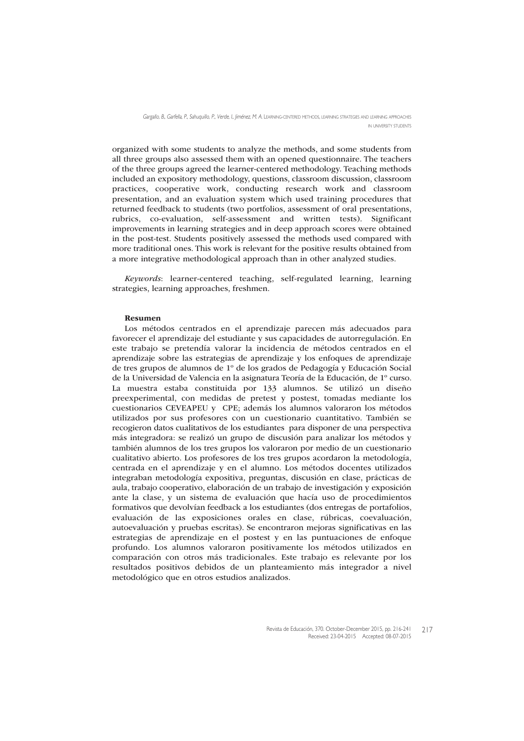organized with some students to analyze the methods, and some students from all three groups also assessed them with an opened questionnaire. The teachers of the three groups agreed the learner-centered methodology. Teaching methods included an expository methodology, questions, classroom discussion, classroom practices, cooperative work, conducting research work and classroom presentation, and an evaluation system which used training procedures that returned feedback to students (two portfolios, assessment of oral presentations, rubrics, co-evaluation, self-assessment and written tests). Significant improvements in learning strategies and in deep approach scores were obtained in the post-test. Students positively assessed the methods used compared with more traditional ones. This work is relevant for the positive results obtained from a more integrative methodological approach than in other analyzed studies.

*Keywords*: learner-centered teaching, self-regulated learning, learning strategies, learning approaches, freshmen.

**Resumen**

Los métodos centrados en el aprendizaje parecen más adecuados para favorecer el aprendizaje del estudiante y sus capacidades de autorregulación. En este trabajo se pretendía valorar la incidencia de métodos centrados en el aprendizaje sobre las estrategias de aprendizaje y los enfoques de aprendizaje de tres grupos de alumnos de 1º de los grados de Pedagogía y Educación Social de la Universidad de Valencia en la asignatura Teoría de la Educación, de 1º curso. La muestra estaba constituida por 133 alumnos. Se utilizó un diseño preexperimental, con medidas de pretest y postest, tomadas mediante los cuestionarios CEVEAPEU y CPE; además los alumnos valoraron los métodos utilizados por sus profesores con un cuestionario cuantitativo. También se recogieron datos cualitativos de los estudiantes para disponer de una perspectiva más integradora: se realizó un grupo de discusión para analizar los métodos y también alumnos de los tres grupos los valoraron por medio de un cuestionario cualitativo abierto. Los profesores de los tres grupos acordaron la metodología, centrada en el aprendizaje y en el alumno. Los métodos docentes utilizados integraban metodología expositiva, preguntas, discusión en clase, prácticas de aula, trabajo cooperativo, elaboración de un trabajo de investigación y exposición ante la clase, y un sistema de evaluación que hacía uso de procedimientos formativos que devolvían feedback a los estudiantes (dos entregas de portafolios, evaluación de las exposiciones orales en clase, rúbricas, coevaluación, autoevaluación y pruebas escritas). Se encontraron mejoras significativas en las estrategias de aprendizaje en el postest y en las puntuaciones de enfoque profundo. Los alumnos valoraron positivamente los métodos utilizados en comparación con otros más tradicionales. Este trabajo es relevante por los resultados positivos debidos de un planteamiento más integrador a nivel metodológico que en otros estudios analizados.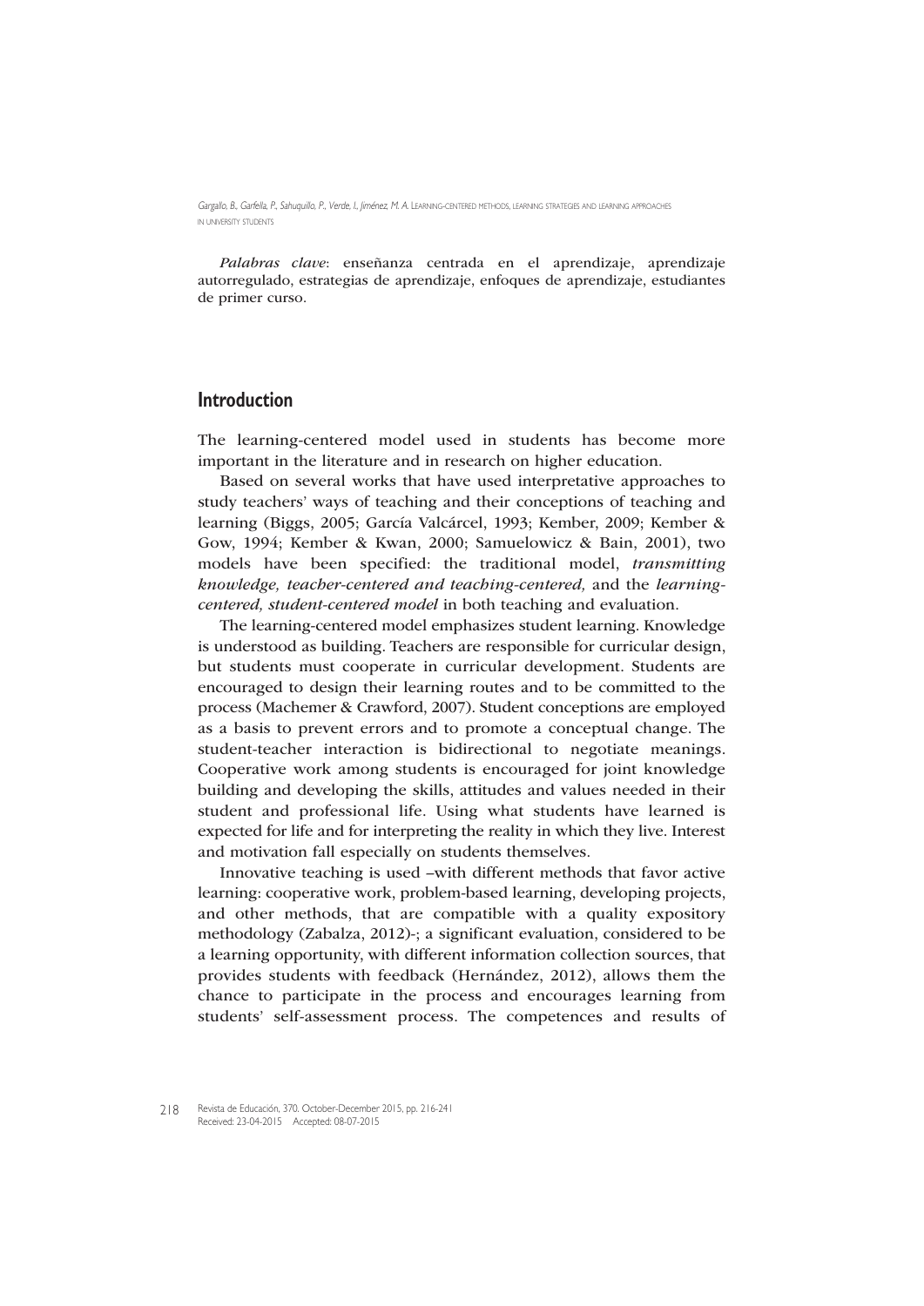*Palabras clave*: enseñanza centrada en el aprendizaje, aprendizaje autorregulado, estrategias de aprendizaje, enfoques de aprendizaje, estudiantes de primer curso.

## Introduction

The learning-centered model used in students has become more important in the literature and in research on higher education.

Based on several works that have used interpretative approaches to study teachers' ways of teaching and their conceptions of teaching and learning (Biggs, 2005; García Valcárcel, 1993; Kember, 2009; Kember & Gow, 1994; Kember & Kwan, 2000; Samuelowicz & Bain, 2001), two models have been specified: the traditional model, *transmitting knowledge, teacher-centered and teaching-centered,* and the *learning-centered, student-centered model* in both teaching and evaluation.

The learning-centered model emphasizes student learning. Knowledge is understood as building. Teachers are responsible for curricular design, but students must cooperate in curricular development. Students are encouraged to design their learning routes and to be committed to the process (Machemer & Crawford, 2007). Student conceptions are employed as a basis to prevent errors and to promote a conceptual change. The student-teacher interaction is bidirectional to negotiate meanings. Cooperative work among students is encouraged for joint knowledge building and developing the skills, attitudes and values needed in their student and professional life. Using what students have learned is expected for life and for interpreting the reality in which they live. Interest and motivation fall especially on students themselves.

Innovative teaching is used –with different methods that favor active learning: cooperative work, problem-based learning, developing projects, and other methods, that are compatible with a quality expository methodology (Zabalza, 2012)-; a significant evaluation, considered to be a learning opportunity, with different information collection sources, that provides students with feedback (Hernández, 2012), allows them the chance to participate in the process and encourages learning from students' self-assessment process. The competences and results of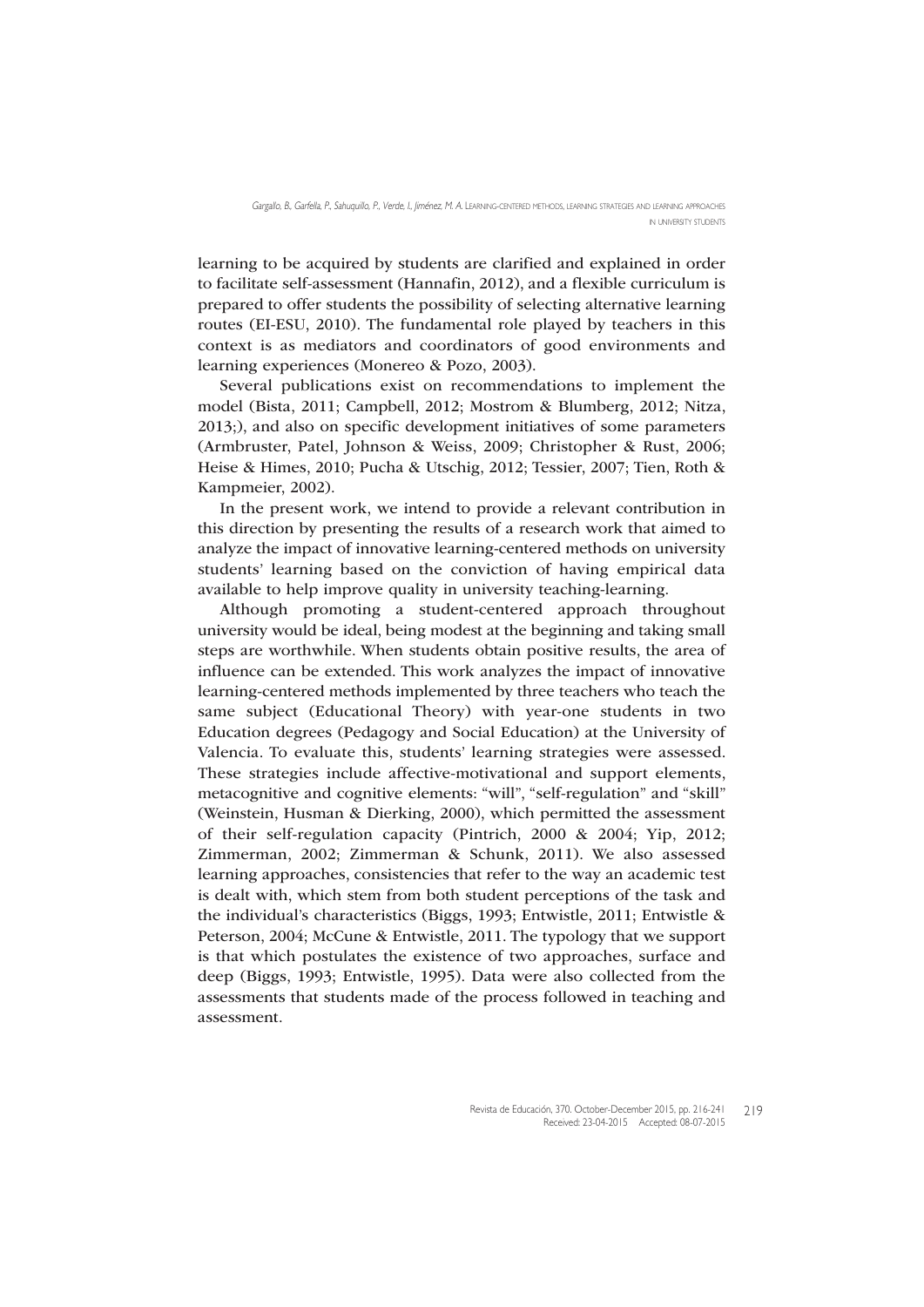learning to be acquired by students are clarified and explained in order to facilitate self-assessment (Hannafin, 2012), and a flexible curriculum is prepared to offer students the possibility of selecting alternative learning routes (EI-ESU, 2010). The fundamental role played by teachers in this context is as mediators and coordinators of good environments and learning experiences (Monereo & Pozo, 2003).

Several publications exist on recommendations to implement the model (Bista, 2011; Campbell, 2012; Mostrom & Blumberg, 2012; Nitza, 2013;), and also on specific development initiatives of some parameters (Armbruster, Patel, Johnson & Weiss, 2009; Christopher & Rust, 2006; Heise & Himes, 2010; Pucha & Utschig, 2012; Tessier, 2007; Tien, Roth & Kampmeier, 2002).

In the present work, we intend to provide a relevant contribution in this direction by presenting the results of a research work that aimed to analyze the impact of innovative learning-centered methods on university students' learning based on the conviction of having empirical data available to help improve quality in university teaching-learning.

Although promoting a student-centered approach throughout university would be ideal, being modest at the beginning and taking small steps are worthwhile. When students obtain positive results, the area of influence can be extended. This work analyzes the impact of innovative learning-centered methods implemented by three teachers who teach the same subject (Educational Theory) with year-one students in two Education degrees (Pedagogy and Social Education) at the University of Valencia. To evaluate this, students' learning strategies were assessed. These strategies include affective-motivational and support elements, metacognitive and cognitive elements: "will", "self-regulation" and "skill" (Weinstein, Husman & Dierking, 2000), which permitted the assessment of their self-regulation capacity (Pintrich, 2000 & 2004; Yip, 2012; Zimmerman, 2002; Zimmerman & Schunk, 2011). We also assessed learning approaches, consistencies that refer to the way an academic test is dealt with, which stem from both student perceptions of the task and the individual's characteristics (Biggs, 1993; Entwistle, 2011; Entwistle & Peterson, 2004; McCune & Entwistle, 2011. The typology that we support is that which postulates the existence of two approaches, surface and deep (Biggs, 1993; Entwistle, 1995). Data were also collected from the assessments that students made of the process followed in teaching and assessment.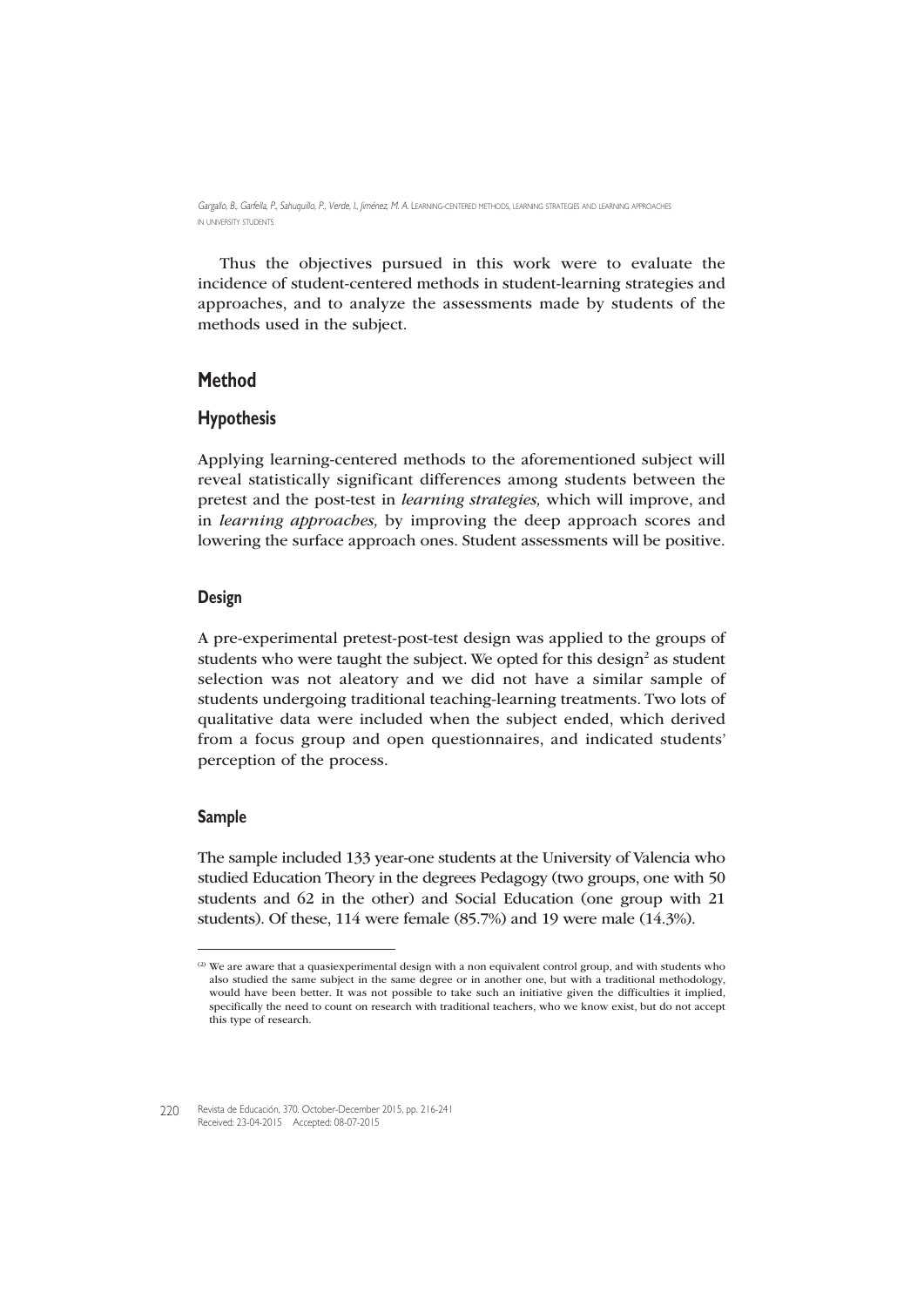Thus the objectives pursued in this work were to evaluate the incidence of student-centered methods in student-learning strategies and approaches, and to analyze the assessments made by students of the methods used in the subject.

## Method

### Hypothesis

Applying learning-centered methods to the aforementioned subject will reveal statistically significant differences among students between the pretest and the post-test in *learning strategies,* which will improve, and in *learning approaches,* by improving the deep approach scores and lowering the surface approach ones. Student assessments will be positive.

#### Design

A pre-experimental pretest-post-test design was applied to the groups of students who were taught the subject. We opted for this design[2] as student selection was not aleatory and we did not have a similar sample of students undergoing traditional teaching-learning treatments. Two lots of qualitative data were included when the subject ended, which derived from a focus group and open questionnaires, and indicated students' perception of the process.

#### Sample

The sample included 133 year-one students at the University of Valencia who studied Education Theory in the degrees Pedagogy (two groups, one with 50 students and 62 in the other) and Social Education (one group with 21 students). Of these, 114 were female (85.7%) and 19 were male (14.3%).

---

[2] We are aware that a quasiexperimental design with a non equivalent control group, and with students who also studied the same subject in the same degree or in another one, but with a traditional methodology, would have been better. It was not possible to take such an initiative given the difficulties it implied, specifically the need to count on research with traditional teachers, who we know exist, but do not accept this type of research.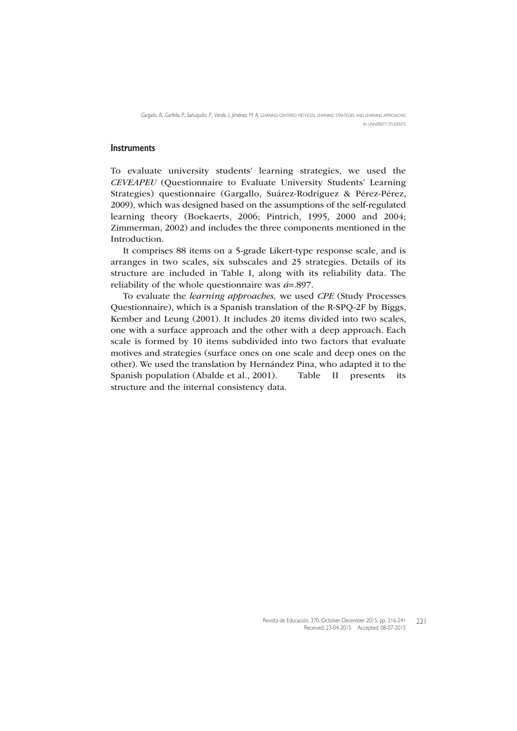## Instruments

To evaluate university students' learning strategies, we used the *CEVEAPEU* (Questionnaire to Evaluate University Students' Learning Strategies) questionnaire (Gargallo, Suárez-Rodríguez & Pérez-Pérez, 2009), which was designed based on the assumptions of the self-regulated learning theory (Boekaerts, 2006; Pintrich, 1995, 2000 and 2004; Zimmerman, 2002) and includes the three components mentioned in the Introduction.

It comprises 88 items on a 5-grade Likert-type response scale, and is arranges in two scales, six subscales and 25 strategies. Details of its structure are included in Table I, along with its reliability data. The reliability of the whole questionnaire was *á*=.897.

To evaluate the *learning approaches,* we used *CPE* (Study Processes Questionnaire), which is a Spanish translation of the R-SPQ-2F by Biggs, Kember and Leung (2001). It includes 20 items divided into two scales, one with a surface approach and the other with a deep approach. Each scale is formed by 10 items subdivided into two factors that evaluate motives and strategies (surface ones on one scale and deep ones on the other). We used the translation by Hernández Pina, who adapted it to the Spanish population (Abalde et al., 2001). Table II presents its structure and the internal consistency data.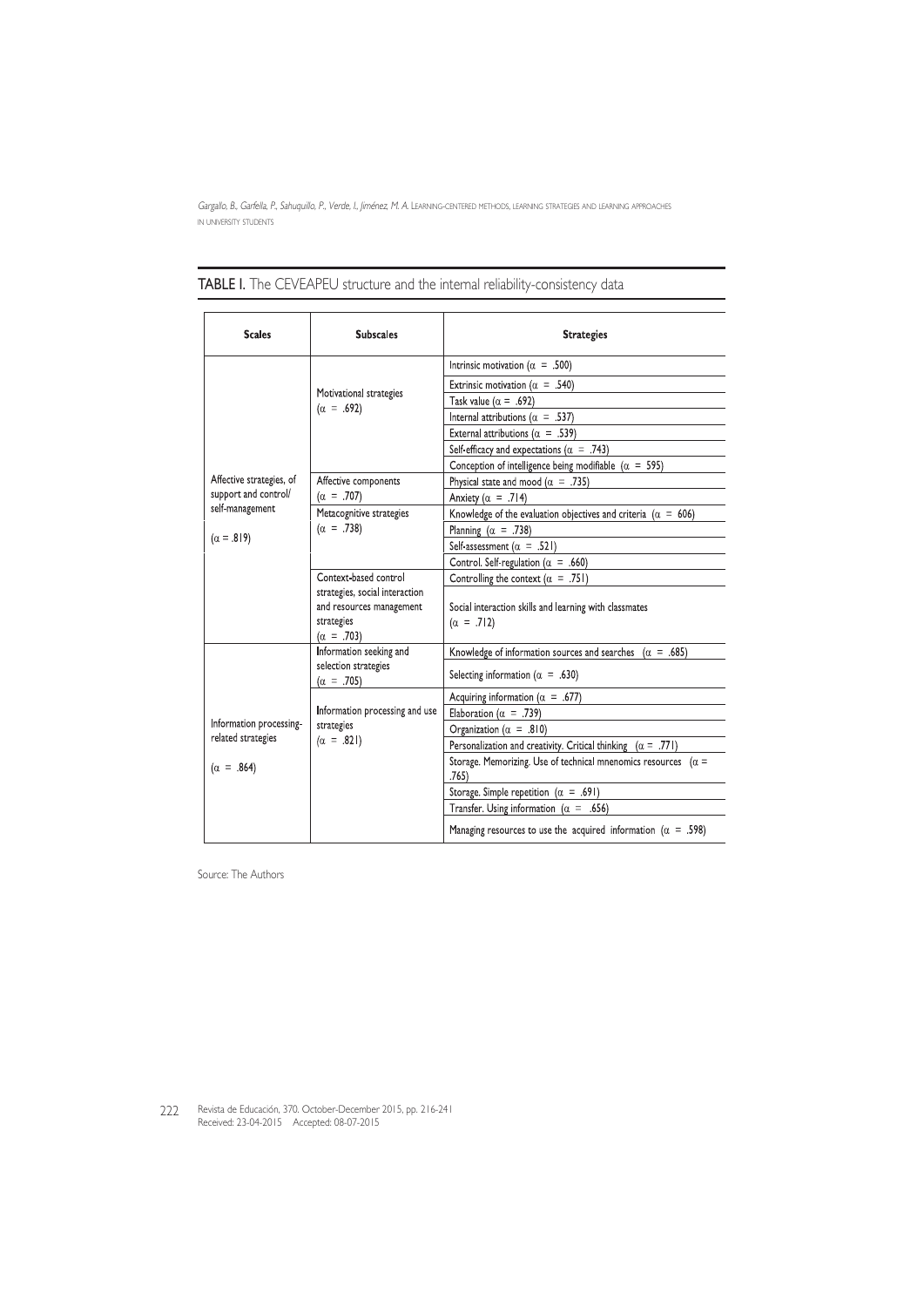**TABLE I.** The CEVEAPEU structure and the internal reliability-consistency data

| Scales | Subscales | Strategies |
|---|---|---|
| Affective strategies, of support and control/ self-management ($\alpha$ = .819) | Motivational strategies ($\alpha$ = .692) | Intrinsic motivation ($\alpha$ = .500) |
| | | Extrinsic motivation ($\alpha$ = .540) |
| | | Task value ($\alpha$ = .692) |
| | | Internal attributions ($\alpha$ = .537) |
| | | External attributions ($\alpha$ = .539) |
| | | Self-efficacy and expectations ($\alpha$ = .743) |
| | | Conception of intelligence being modifiable ($\alpha$ = 595) |
| | Affective components ($\alpha$ = .707) | Physical state and mood ($\alpha$ = .735) |
| | | Anxiety ($\alpha$ = .714) |
| | Metacognitive strategies ($\alpha$ = .738) | Knowledge of the evaluation objectives and criteria ($\alpha$ = 606) |
| | | Planning ($\alpha$ = .738) |
| | | Self-assessment ($\alpha$ = .521) |
| | | Control. Self-regulation ($\alpha$ = .660) |
| | Context-based control strategies, social interaction and resources management strategies ($\alpha$ = .703) | Controlling the context ($\alpha$ = .751) |
| | | Social interaction skills and learning with classmates ($\alpha$ = .712) |
| Information processing-related strategies ($\alpha$ = .864) | Information seeking and selection strategies ($\alpha$ = .705) | Knowledge of information sources and searches ($\alpha$ = .685) |
| | | Selecting information ($\alpha$ = .630) |
| | Information processing and use strategies ($\alpha$ = .821) | Acquiring information ($\alpha$ = .677) |
| | | Elaboration ($\alpha$ = .739) |
| | | Organization ($\alpha$ = .810) |
| | | Personalization and creativity. Critical thinking ($\alpha$ = .771) |
| | | Storage. Memorizing. Use of technical mnenomics resources ($\alpha$ = .765) |
| | | Storage. Simple repetition ($\alpha$ = .691) |
| | | Transfer. Using information ($\alpha$ = .656) |
| | | Managing resources to use the acquired information ($\alpha$ = .598) |

Source: The Authors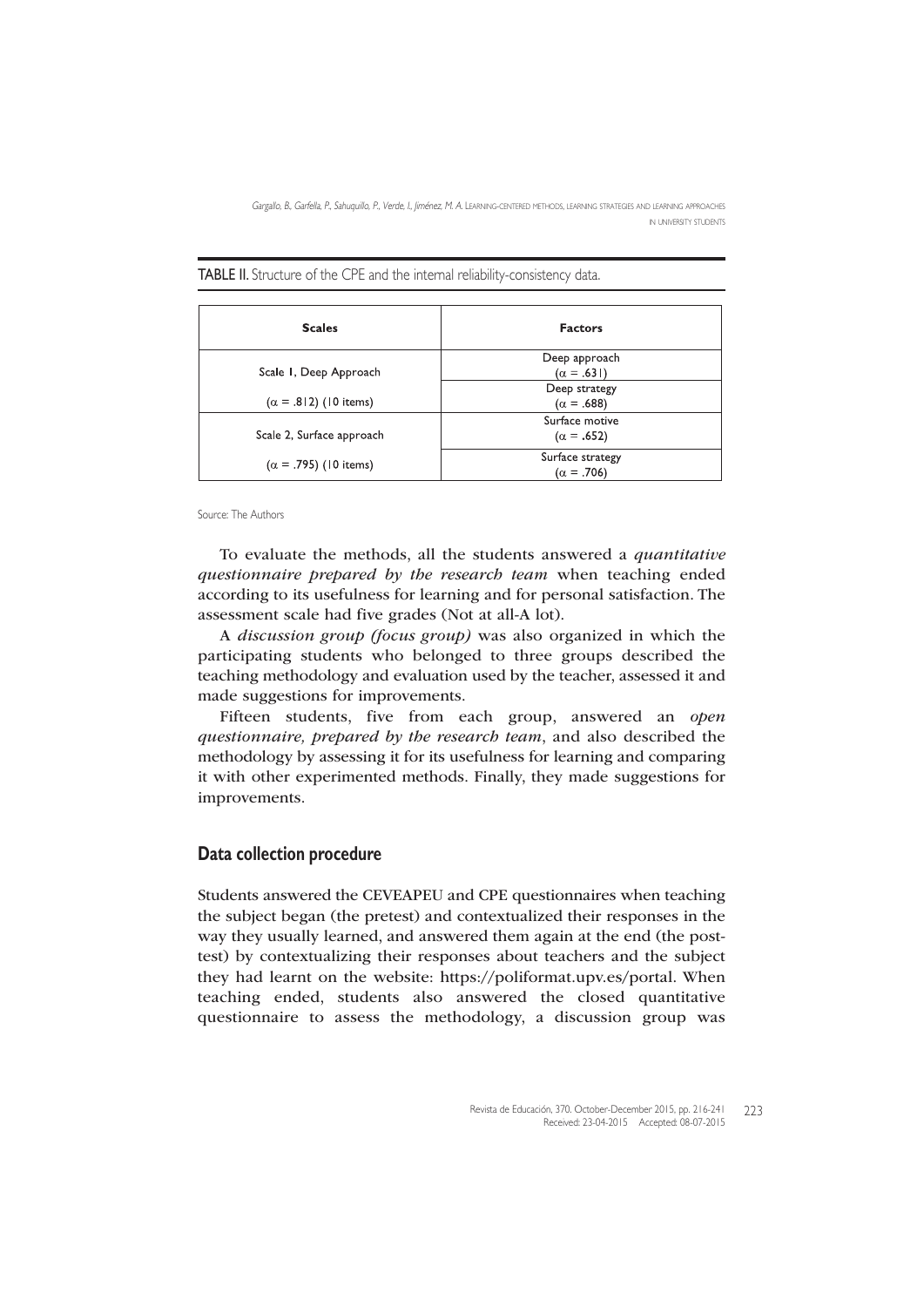**TABLE II.** Structure of the CPE and the internal reliability-consistency data.

| Scales | Factors |
|---|---|
| Scale 1, Deep Approach ($\alpha$ = .812) (10 items) | Deep approach ($\alpha$ = .631) |
| | Deep strategy ($\alpha$ = .688) |
| Scale 2, Surface approach ($\alpha$ = .795) (10 items) | Surface motive ($\alpha$ = .652) |
| | Surface strategy ($\alpha$ = .706) |

Source: The Authors

To evaluate the methods, all the students answered a *quantitative questionnaire prepared by the research team* when teaching ended according to its usefulness for learning and for personal satisfaction. The assessment scale had five grades (Not at all-A lot).

A *discussion group (focus group)* was also organized in which the participating students who belonged to three groups described the teaching methodology and evaluation used by the teacher, assessed it and made suggestions for improvements.

Fifteen students, five from each group, answered an *open questionnaire, prepared by the research team*, and also described the methodology by assessing it for its usefulness for learning and comparing it with other experimented methods. Finally, they made suggestions for improvements.

## Data collection procedure

Students answered the CEVEAPEU and CPE questionnaires when teaching the subject began (the pretest) and contextualized their responses in the way they usually learned, and answered them again at the end (the post-test) by contextualizing their responses about teachers and the subject they had learnt on the website: https://poliformat.upv.es/portal. When teaching ended, students also answered the closed quantitative questionnaire to assess the methodology, a discussion group was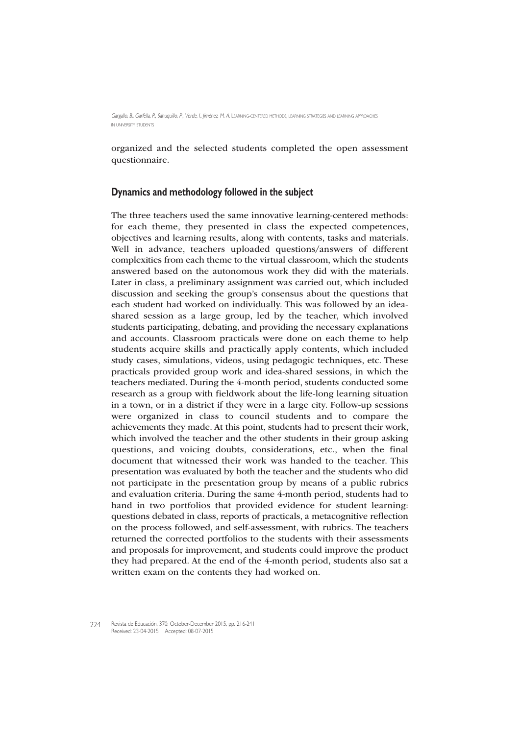organized and the selected students completed the open assessment questionnaire.

## Dynamics and methodology followed in the subject

The three teachers used the same innovative learning-centered methods: for each theme, they presented in class the expected competences, objectives and learning results, along with contents, tasks and materials. Well in advance, teachers uploaded questions/answers of different complexities from each theme to the virtual classroom, which the students answered based on the autonomous work they did with the materials. Later in class, a preliminary assignment was carried out, which included discussion and seeking the group's consensus about the questions that each student had worked on individually. This was followed by an idea-shared session as a large group, led by the teacher, which involved students participating, debating, and providing the necessary explanations and accounts. Classroom practicals were done on each theme to help students acquire skills and practically apply contents, which included study cases, simulations, videos, using pedagogic techniques, etc. These practicals provided group work and idea-shared sessions, in which the teachers mediated. During the 4-month period, students conducted some research as a group with fieldwork about the life-long learning situation in a town, or in a district if they were in a large city. Follow-up sessions were organized in class to council students and to compare the achievements they made. At this point, students had to present their work, which involved the teacher and the other students in their group asking questions, and voicing doubts, considerations, etc., when the final document that witnessed their work was handed to the teacher. This presentation was evaluated by both the teacher and the students who did not participate in the presentation group by means of a public rubrics and evaluation criteria. During the same 4-month period, students had to hand in two portfolios that provided evidence for student learning: questions debated in class, reports of practicals, a metacognitive reflection on the process followed, and self-assessment, with rubrics. The teachers returned the corrected portfolios to the students with their assessments and proposals for improvement, and students could improve the product they had prepared. At the end of the 4-month period, students also sat a written exam on the contents they had worked on.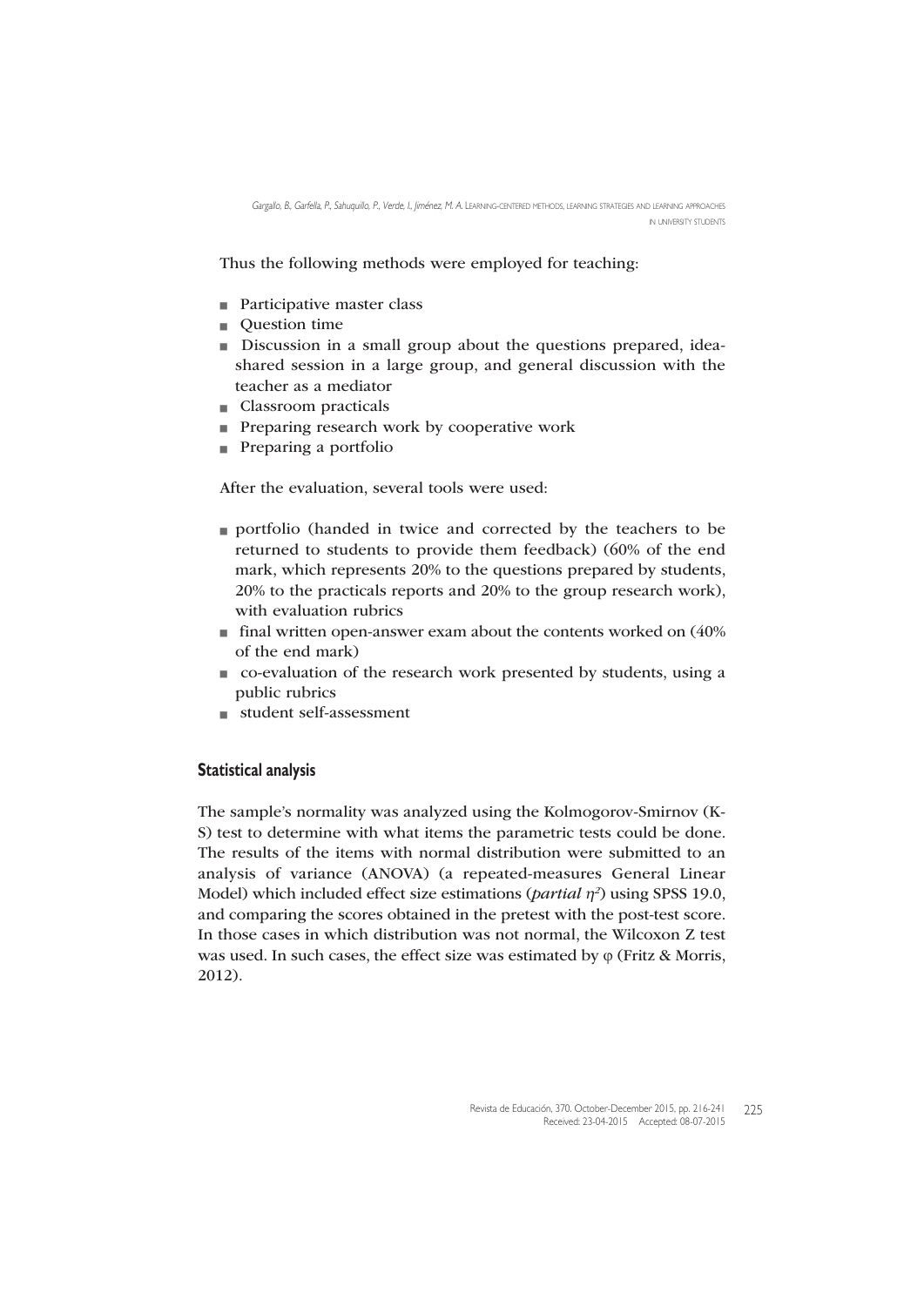Thus the following methods were employed for teaching:

- Participative master class
- Question time
- Discussion in a small group about the questions prepared, idea-shared session in a large group, and general discussion with the teacher as a mediator
- Classroom practicals
- Preparing research work by cooperative work
- Preparing a portfolio

After the evaluation, several tools were used:

- portfolio (handed in twice and corrected by the teachers to be returned to students to provide them feedback) (60% of the end mark, which represents 20% to the questions prepared by students, 20% to the practicals reports and 20% to the group research work), with evaluation rubrics
- final written open-answer exam about the contents worked on (40% of the end mark)
- co-evaluation of the research work presented by students, using a public rubrics
- student self-assessment

## Statistical analysis

The sample's normality was analyzed using the Kolmogorov-Smirnov (K-S) test to determine with what items the parametric tests could be done. The results of the items with normal distribution were submitted to an analysis of variance (ANOVA) (a repeated-measures General Linear Model) which included effect size estimations (*partial* $\eta^2$) using SPSS 19.0, and comparing the scores obtained in the pretest with the post-test score. In those cases in which distribution was not normal, the Wilcoxon Z test was used. In such cases, the effect size was estimated by $\varphi$ (Fritz & Morris, 2012).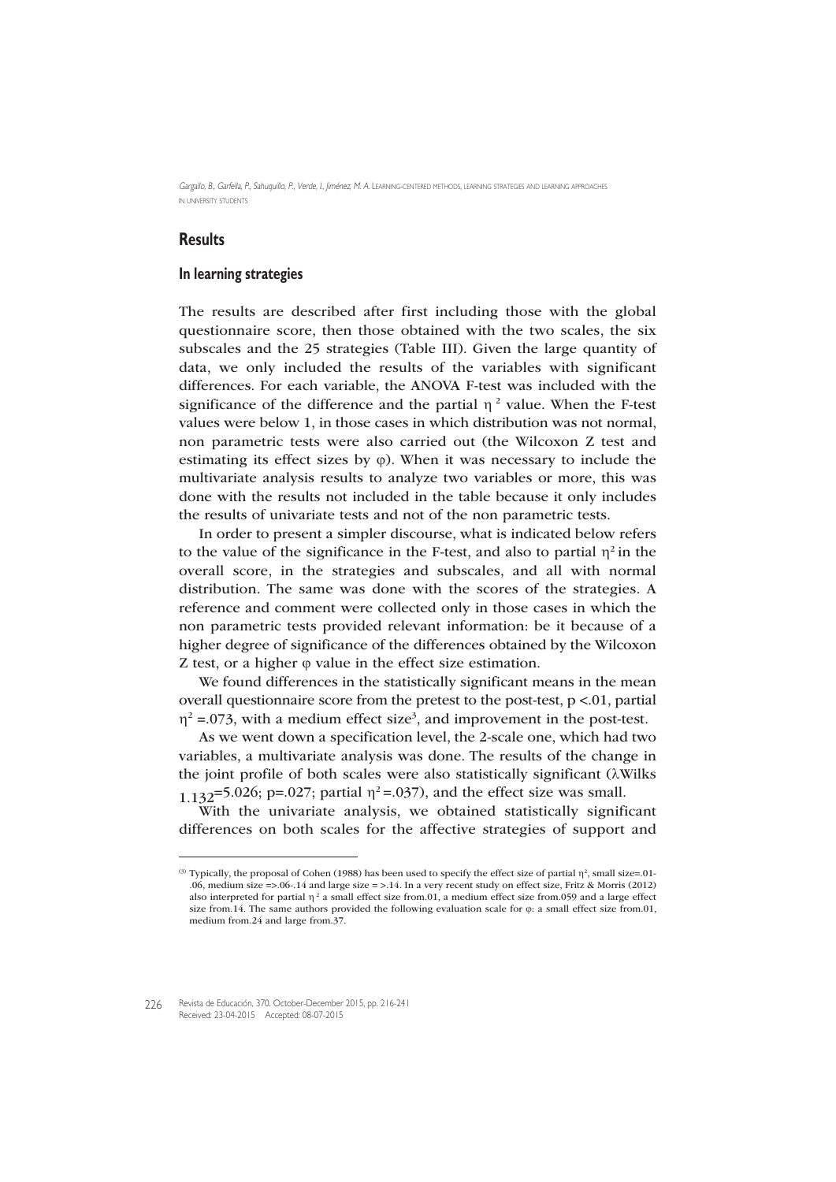## Results

### In learning strategies

The results are described after first including those with the global questionnaire score, then those obtained with the two scales, the six subscales and the 25 strategies (Table III). Given the large quantity of data, we only included the results of the variables with significant differences. For each variable, the ANOVA F-test was included with the significance of the difference and the partial $\eta^2$ value. When the F-test values were below 1, in those cases in which distribution was not normal, non parametric tests were also carried out (the Wilcoxon Z test and estimating its effect sizes by $\varphi$). When it was necessary to include the multivariate analysis results to analyze two variables or more, this was done with the results not included in the table because it only includes the results of univariate tests and not of the non parametric tests.

In order to present a simpler discourse, what is indicated below refers to the value of the significance in the F-test, and also to partial $\eta^2$ in the overall score, in the strategies and subscales, and all with normal distribution. The same was done with the scores of the strategies. A reference and comment were collected only in those cases in which the non parametric tests provided relevant information: be it because of a higher degree of significance of the differences obtained by the Wilcoxon Z test, or a higher $\varphi$ value in the effect size estimation.

We found differences in the statistically significant means in the mean overall questionnaire score from the pretest to the post-test, $p <.01$, partial $\eta^2 =.073$, with a medium effect size[3], and improvement in the post-test.

As we went down a specification level, the 2-scale one, which had two variables, a multivariate analysis was done. The results of the change in the joint profile of both scales were also statistically significant ($\lambda$Wilks $_{1.132}$=5.026; p=.027; partial $\eta^2$=.037), and the effect size was small.

With the univariate analysis, we obtained statistically significant differences on both scales for the affective strategies of support and

---

[3] Typically, the proposal of Cohen (1988) has been used to specify the effect size of partial $\eta^2$, small size=.01-.06, medium size =>.06-.14 and large size = >.14. In a very recent study on effect size, Fritz & Morris (2012) also interpreted for partial $\eta^2$ a small effect size from.01, a medium effect size from.059 and a large effect size from.14. The same authors provided the following evaluation scale for $\varphi$: a small effect size from.01, medium from.24 and large from.37.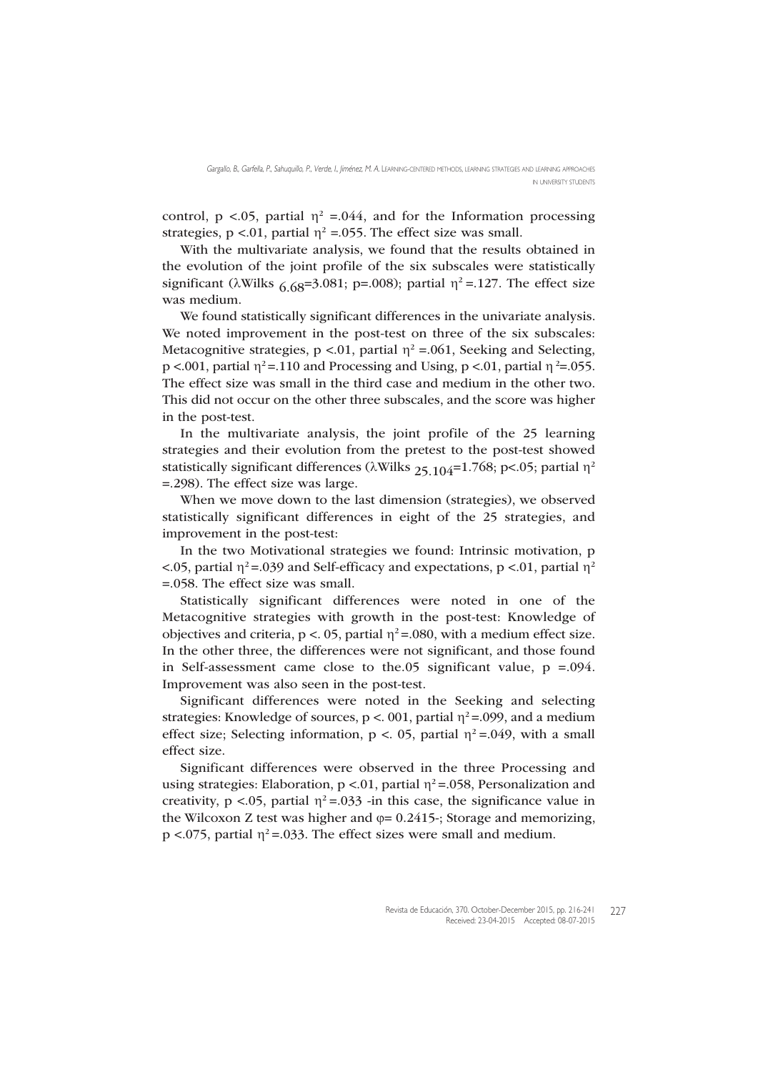control, $p < .05$, partial $\eta^2 = .044$, and for the Information processing strategies, $p < .01$, partial $\eta^2 = .055$. The effect size was small.

With the multivariate analysis, we found that the results obtained in the evolution of the joint profile of the six subscales were statistically significant ($\lambda$Wilks $_{6,68}$=3.081; p=.008); partial $\eta^2 = .127$. The effect size was medium.

We found statistically significant differences in the univariate analysis. We noted improvement in the post-test on three of the six subscales: Metacognitive strategies, $p < .01$, partial $\eta^2 = .061$, Seeking and Selecting, $p < .001$, partial $\eta^2 = .110$ and Processing and Using, $p < .01$, partial $\eta^2 = .055$. The effect size was small in the third case and medium in the other two. This did not occur on the other three subscales, and the score was higher in the post-test.

In the multivariate analysis, the joint profile of the 25 learning strategies and their evolution from the pretest to the post-test showed statistically significant differences ($\lambda$Wilks $_{25,104}$=1.768; p<.05; partial $\eta^2$ =.298). The effect size was large.

When we move down to the last dimension (strategies), we observed statistically significant differences in eight of the 25 strategies, and improvement in the post-test:

In the two Motivational strategies we found: Intrinsic motivation, $p < .05$, partial $\eta^2 = .039$ and Self-efficacy and expectations, $p < .01$, partial $\eta^2 = .058$. The effect size was small.

Statistically significant differences were noted in one of the Metacognitive strategies with growth in the post-test: Knowledge of objectives and criteria, $p < .05$, partial $\eta^2 = .080$, with a medium effect size. In the other three, the differences were not significant, and those found in Self-assessment came close to the.05 significant value, $p = .094$. Improvement was also seen in the post-test.

Significant differences were noted in the Seeking and selecting strategies: Knowledge of sources, $p < .001$, partial $\eta^2 = .099$, and a medium effect size; Selecting information, $p < .05$, partial $\eta^2 = .049$, with a small effect size.

Significant differences were observed in the three Processing and using strategies: Elaboration, $p < .01$, partial $\eta^2 = .058$, Personalization and creativity, $p < .05$, partial $\eta^2 = .033$ -in this case, the significance value in the Wilcoxon Z test was higher and $\varphi = 0.2415$-; Storage and memorizing, $p < .075$, partial $\eta^2 = .033$. The effect sizes were small and medium.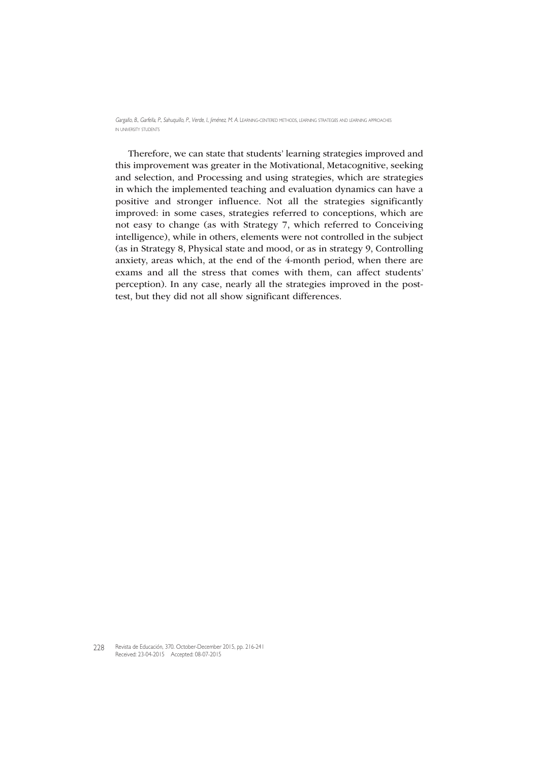Therefore, we can state that students' learning strategies improved and this improvement was greater in the Motivational, Metacognitive, seeking and selection, and Processing and using strategies, which are strategies in which the implemented teaching and evaluation dynamics can have a positive and stronger influence. Not all the strategies significantly improved: in some cases, strategies referred to conceptions, which are not easy to change (as with Strategy 7, which referred to Conceiving intelligence), while in others, elements were not controlled in the subject (as in Strategy 8, Physical state and mood, or as in strategy 9, Controlling anxiety, areas which, at the end of the 4-month period, when there are exams and all the stress that comes with them, can affect students' perception). In any case, nearly all the strategies improved in the post-test, but they did not all show significant differences.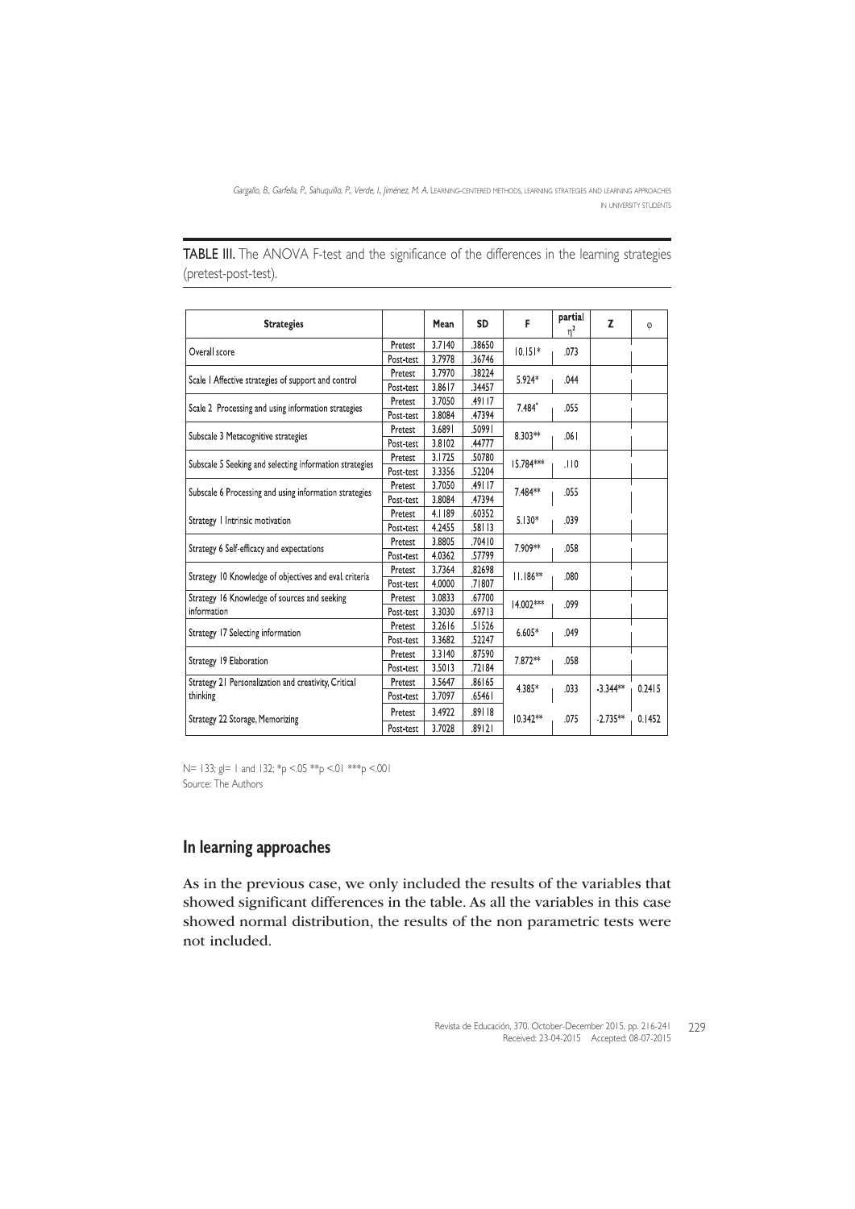**TABLE III.** The ANOVA F-test and the significance of the differences in the learning strategies (pretest-post-test).

| Strategies | | Mean | SD | F | partial $\eta^2$ | Z | $\varphi$ |
|---|---|---|---|---|---|---|---|
| Overall score | Pretest | 3.7140 | .38650 | 10.151* | .073 | | |
| | Post-test | 3.7978 | .36746 | | | | |
| Scale 1 Affective strategies of support and control | Pretest | 3.7970 | .38224 | 5.924* | .044 | | |
| | Post-test | 3.8617 | .34457 | | | | |
| Scale 2 Processing and using information strategies | Pretest | 3.7050 | .49117 | 7.484* | .055 | | |
| | Post-test | 3.8084 | .47394 | | | | |
| Subscale 3 Metacognitive strategies | Pretest | 3.6891 | .50991 | 8.303** | .061 | | |
| | Post-test | 3.8102 | .44777 | | | | |
| Subscale 5 Seeking and selecting information strategies | Pretest | 3.1725 | .50780 | 15.784*** | .110 | | |
| | Post-test | 3.3356 | .52204 | | | | |
| Subscale 6 Processing and using information strategies | Pretest | 3.7050 | .49117 | 7.484** | .055 | | |
| | Post-test | 3.8084 | .47394 | | | | |
| Strategy 1 Intrinsic motivation | Pretest | 4.1189 | .60352 | 5.130* | .039 | | |
| | Post-test | 4.2455 | .58113 | | | | |
| Strategy 6 Self-efficacy and expectations | Pretest | 3.8805 | .70410 | 7.909** | .058 | | |
| | Post-test | 4.0362 | .57799 | | | | |
| Strategy 10 Knowledge of objectives and eval. criteria | Pretest | 3.7364 | .82698 | 11.186** | .080 | | |
| | Post-test | 4.0000 | .71807 | | | | |
| Strategy 16 Knowledge of sources and seeking information | Pretest | 3.0833 | .67700 | 14.002*** | .099 | | |
| | Post-test | 3.3030 | .69713 | | | | |
| Strategy 17 Selecting information | Pretest | 3.2616 | .51526 | 6.605* | .049 | | |
| | Post-test | 3.3682 | .52247 | | | | |
| Strategy 19 Elaboration | Pretest | 3.3140 | .87590 | 7.872** | .058 | | |
| | Post-test | 3.5013 | .72184 | | | | |
| Strategy 21 Personalization and creativity, Critical thinking | Pretest | 3.5647 | .86165 | 4.385* | .033 | -3.344** | 0.2415 |
| | Post-test | 3.7097 | .65461 | | | | |
| Strategy 22 Storage, Memorizing | Pretest | 3.4922 | .89118 | 10.342** | .075 | -2.735** | 0.1452 |
| | Post-test | 3.7028 | .89121 | | | | |

N= 133; gl= 1 and 132; *p <.05 **p <.01 ***p <.001
Source: The Authors

## In learning approaches

As in the previous case, we only included the results of the variables that showed significant differences in the table. As all the variables in this case showed normal distribution, the results of the non parametric tests were not included.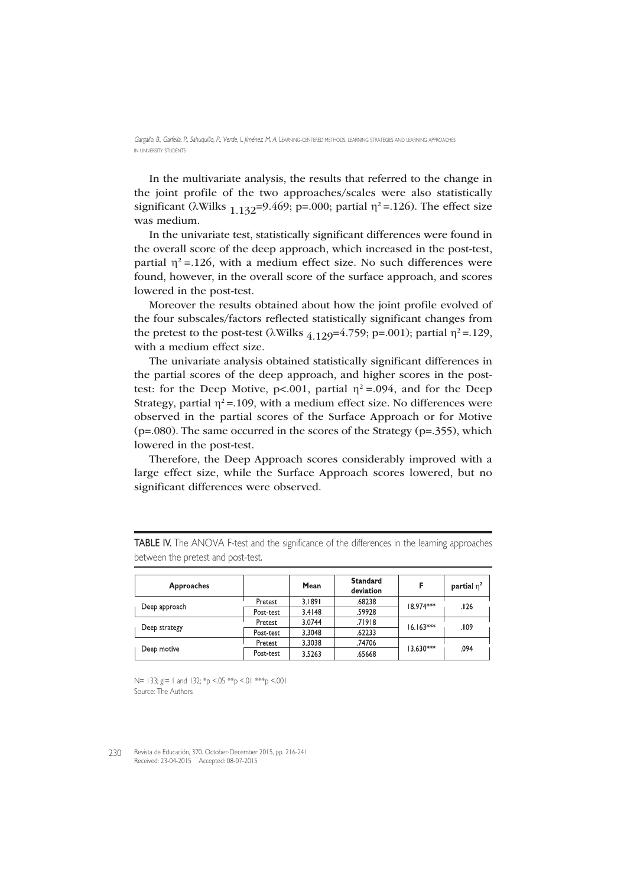In the multivariate analysis, the results that referred to the change in the joint profile of the two approaches/scales were also statistically significant ($\lambda$Wilks $_{1.132}$=9.469; p=.000; partial $\eta^2$=.126). The effect size was medium.

In the univariate test, statistically significant differences were found in the overall score of the deep approach, which increased in the post-test, partial $\eta^2$=.126, with a medium effect size. No such differences were found, however, in the overall score of the surface approach, and scores lowered in the post-test.

Moreover the results obtained about how the joint profile evolved of the four subscales/factors reflected statistically significant changes from the pretest to the post-test ($\lambda$Wilks $_{4.129}$=4.759; p=.001); partial $\eta^2$=.129, with a medium effect size.

The univariate analysis obtained statistically significant differences in the partial scores of the deep approach, and higher scores in the post-test: for the Deep Motive, p<.001, partial $\eta^2$=.094, and for the Deep Strategy, partial $\eta^2$=.109, with a medium effect size. No differences were observed in the partial scores of the Surface Approach or for Motive (p=.080). The same occurred in the scores of the Strategy (p=.355), which lowered in the post-test.

Therefore, the Deep Approach scores considerably improved with a large effect size, while the Surface Approach scores lowered, but no significant differences were observed.

**TABLE IV.** The ANOVA F-test and the significance of the differences in the learning approaches between the pretest and post-test.

| Approaches | | Mean | Standard deviation | F | partial $\eta^2$ |
|---|---|---|---|---|---|
| Deep approach | Pretest | 3.1891 | .68238 | 18.974*** | .126 |
| | Post-test | 3.4148 | .59928 | | |
| Deep strategy | Pretest | 3.0744 | .71918 | 16.163*** | .109 |
| | Post-test | 3.3048 | .62233 | | |
| Deep motive | Pretest | 3.3038 | .74706 | 13.630*** | .094 |
| | Post-test | 3.5263 | .65668 | | |

N= 133; gl= 1 and 132; *p <.05 **p <.01 ***p <.001
Source: The Authors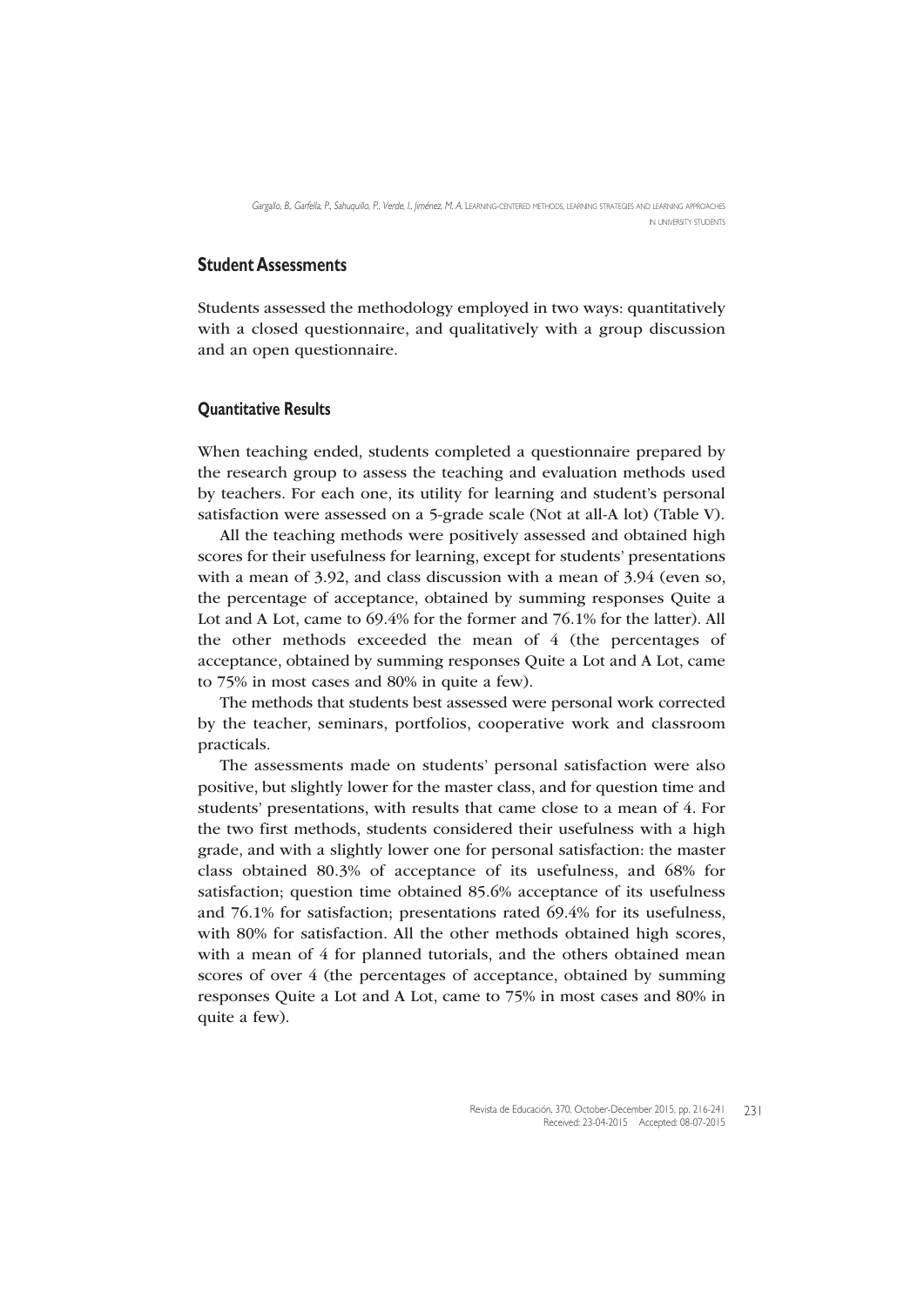## Student Assessments

Students assessed the methodology employed in two ways: quantitatively with a closed questionnaire, and qualitatively with a group discussion and an open questionnaire.

### Quantitative Results

When teaching ended, students completed a questionnaire prepared by the research group to assess the teaching and evaluation methods used by teachers. For each one, its utility for learning and student's personal satisfaction were assessed on a 5-grade scale (Not at all-A lot) (Table V).

All the teaching methods were positively assessed and obtained high scores for their usefulness for learning, except for students' presentations with a mean of 3.92, and class discussion with a mean of 3.94 (even so, the percentage of acceptance, obtained by summing responses Quite a Lot and A Lot, came to 69.4% for the former and 76.1% for the latter). All the other methods exceeded the mean of 4 (the percentages of acceptance, obtained by summing responses Quite a Lot and A Lot, came to 75% in most cases and 80% in quite a few).

The methods that students best assessed were personal work corrected by the teacher, seminars, portfolios, cooperative work and classroom practicals.

The assessments made on students' personal satisfaction were also positive, but slightly lower for the master class, and for question time and students' presentations, with results that came close to a mean of 4. For the two first methods, students considered their usefulness with a high grade, and with a slightly lower one for personal satisfaction: the master class obtained 80.3% of acceptance of its usefulness, and 68% for satisfaction; question time obtained 85.6% acceptance of its usefulness and 76.1% for satisfaction; presentations rated 69.4% for its usefulness, with 80% for satisfaction. All the other methods obtained high scores, with a mean of 4 for planned tutorials, and the others obtained mean scores of over 4 (the percentages of acceptance, obtained by summing responses Quite a Lot and A Lot, came to 75% in most cases and 80% in quite a few).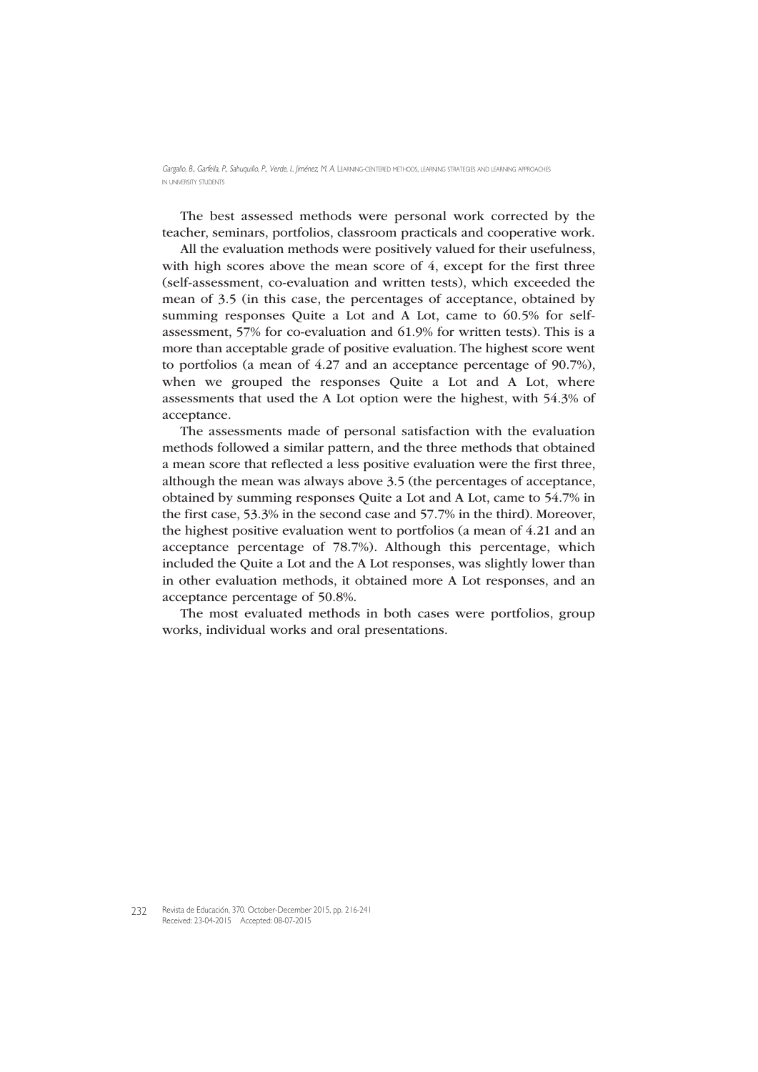The best assessed methods were personal work corrected by the teacher, seminars, portfolios, classroom practicals and cooperative work.

All the evaluation methods were positively valued for their usefulness, with high scores above the mean score of 4, except for the first three (self-assessment, co-evaluation and written tests), which exceeded the mean of 3.5 (in this case, the percentages of acceptance, obtained by summing responses Quite a Lot and A Lot, came to 60.5% for self-assessment, 57% for co-evaluation and 61.9% for written tests). This is a more than acceptable grade of positive evaluation. The highest score went to portfolios (a mean of 4.27 and an acceptance percentage of 90.7%), when we grouped the responses Quite a Lot and A Lot, where assessments that used the A Lot option were the highest, with 54.3% of acceptance.

The assessments made of personal satisfaction with the evaluation methods followed a similar pattern, and the three methods that obtained a mean score that reflected a less positive evaluation were the first three, although the mean was always above 3.5 (the percentages of acceptance, obtained by summing responses Quite a Lot and A Lot, came to 54.7% in the first case, 53.3% in the second case and 57.7% in the third). Moreover, the highest positive evaluation went to portfolios (a mean of 4.21 and an acceptance percentage of 78.7%). Although this percentage, which included the Quite a Lot and the A Lot responses, was slightly lower than in other evaluation methods, it obtained more A Lot responses, and an acceptance percentage of 50.8%.

The most evaluated methods in both cases were portfolios, group works, individual works and oral presentations.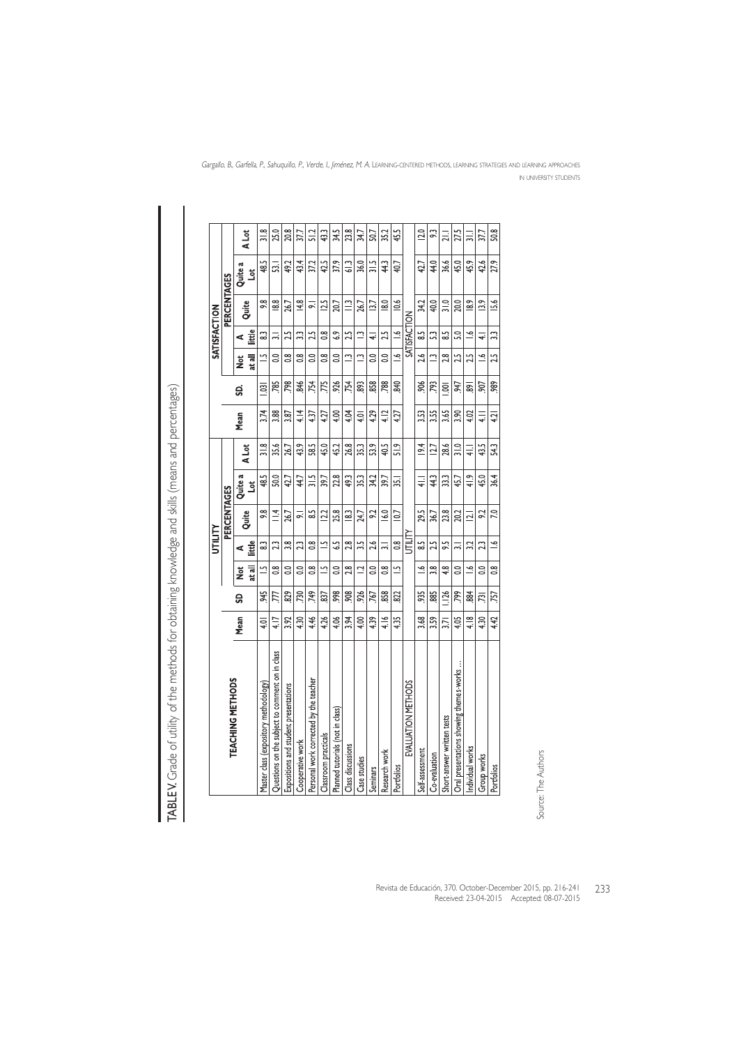**TABLE V.** Grade of utility of the methods for obtaining knowledge and skills (means and percentages)

| TEACHING METHODS | UTILITY | | | | | | | SATISFACTION | | | | | | |
|---|---|---|---|---|---|---|---|---|---|---|---|---|---|---|
| | Mean | SD | PERCENTAGES | | | | | Mean | SD. | PERCENTAGES | | | | |
| | | | Not at all | A little | Quite | Quite a Lot | A Lot | | | Not at all | A little | Quite | Quite a Lot | A Lot |
| Master class (expository methodology) | 4.01 | .945 | 1.5 | 8.3 | 9.8 | 48.5 | 31.8 | 3.74 | 1.031 | 1.5 | 8.3 | 9.8 | 48.5 | 31.8 |
| Questions on the subject to comment on in class | 4.17 | .777 | 0.8 | 2.3 | 11.4 | 50.0 | 35.6 | 3.88 | .785 | 0.0 | 3.1 | 18.8 | 53.1 | 25.0 |
| Expositions and student presentations | 3.92 | .829 | 0.0 | 3.8 | 26.7 | 42.7 | 26.7 | 3.87 | .798 | 0.8 | 2.5 | 26.7 | 49.2 | 20.8 |
| Cooperative work | 4.30 | .730 | 0.0 | 2.3 | 9.1 | 44.7 | 43.9 | 4.14 | .846 | 0.8 | 3.3 | 14.8 | 43.4 | 37.7 |
| Personal work corrected by the teacher | 4.46 | .749 | 0.8 | 0.8 | 8.5 | 31.5 | 58.5 | 4.37 | .754 | 0.0 | 2.5 | 9.1 | 37.2 | 51.2 |
| Classroom practicals | 4.26 | .837 | 1.5 | 1.5 | 12.2 | 39.7 | 45.0 | 4.27 | .775 | 0.8 | 0.8 | 12.5 | 42.5 | 43.3 |
| Planned tutorials (not in class) | 4.06 | .998 | 0.0 | 6.5 | 25.8 | 22.8 | 45.2 | 4.00 | .926 | 0.0 | 6.9 | 20.7 | 37.9 | 34.5 |
| Class discussions | 3.94 | .908 | 2.8 | 2.8 | 18.3 | 49.3 | 26.8 | 4.04 | .754 | 1.3 | 2.5 | 11.3 | 61.3 | 23.8 |
| Case studies | 4.00 | .926 | 1.2 | 3.5 | 24.7 | 35.3 | 35.3 | 4.01 | .893 | 1.3 | 1.3 | 26.7 | 36.0 | 34.7 |
| Seminars | 4.39 | .767 | 0.0 | 2.6 | 9.2 | 34.2 | 53.9 | 4.29 | .858 | 0.0 | 4.1 | 13.7 | 31.5 | 50.7 |
| Research work | 4.16 | .858 | 0.8 | 3.1 | 16.0 | 39.7 | 40.5 | 4.12 | .788 | 0.0 | 2.5 | 18.0 | 44.3 | 35.2 |
| Portfolios | 4.35 | .822 | 1.5 | 0.8 | 10.7 | 35.1 | 51.9 | 4.27 | .840 | 1.6 | 1.6 | 10.6 | 40.7 | 45.5 |
| EVALUATION METHODS | UTILITY | | | | | | | SATISFACTION | | | | | | |
| Self-assessment | 3.68 | .935 | 1.6 | 8.5 | 29.5 | 41.1 | 19.4 | 3.53 | .906 | 2.6 | 8.5 | 34.2 | 42.7 | 12.0 |
| Co-evaluation | 3.59 | .885 | 3.8 | 2.5 | 36.7 | 44.3 | 12.7 | 3.55 | .793 | 1.3 | 5.3 | 40.0 | 44.0 | 9.3 |
| Short-answer written tests | 3.71 | 1.126 | 4.8 | 9.5 | 23.8 | 33.3 | 28.6 | 3.65 | 1.001 | 2.8 | 8.5 | 31.0 | 36.6 | 21.1 |
| Oral presentations showing themes-works ... | 4.05 | .799 | 0.0 | 3.1 | 20.2 | 45.7 | 31.0 | 3.90 | .947 | 2.5 | 5.0 | 20.0 | 45.0 | 27.5 |
| Individual works | 4.18 | .884 | 1.6 | 3.2 | 12.1 | 41.9 | 41.1 | 4.02 | .891 | 2.5 | 1.6 | 18.9 | 45.9 | 31.1 |
| Group works | 4.30 | .731 | 0.0 | 2.3 | 9.2 | 45.0 | 43.5 | 4.11 | .907 | 1.6 | 4.1 | 13.9 | 42.6 | 37.7 |
| Portfolios | 4.42 | .757 | 0.8 | 1.6 | 7.0 | 36.4 | 54.3 | 4.21 | .989 | 2.5 | 3.3 | 15.6 | 27.9 | 50.8 |

Source: The Authors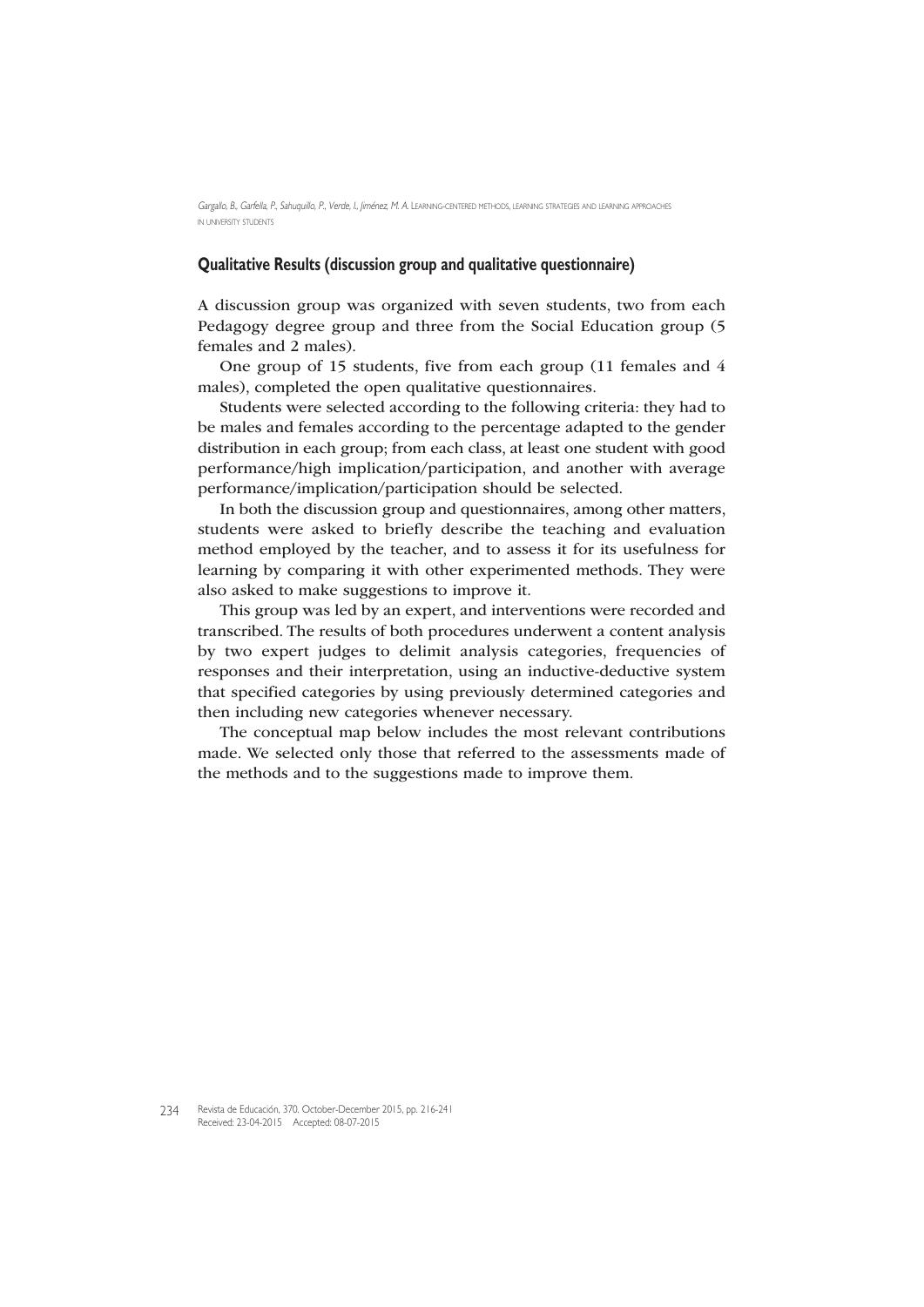## Qualitative Results (discussion group and qualitative questionnaire)

A discussion group was organized with seven students, two from each Pedagogy degree group and three from the Social Education group (5 females and 2 males).

One group of 15 students, five from each group (11 females and 4 males), completed the open qualitative questionnaires.

Students were selected according to the following criteria: they had to be males and females according to the percentage adapted to the gender distribution in each group; from each class, at least one student with good performance/high implication/participation, and another with average performance/implication/participation should be selected.

In both the discussion group and questionnaires, among other matters, students were asked to briefly describe the teaching and evaluation method employed by the teacher, and to assess it for its usefulness for learning by comparing it with other experimented methods. They were also asked to make suggestions to improve it.

This group was led by an expert, and interventions were recorded and transcribed. The results of both procedures underwent a content analysis by two expert judges to delimit analysis categories, frequencies of responses and their interpretation, using an inductive-deductive system that specified categories by using previously determined categories and then including new categories whenever necessary.

The conceptual map below includes the most relevant contributions made. We selected only those that referred to the assessments made of the methods and to the suggestions made to improve them.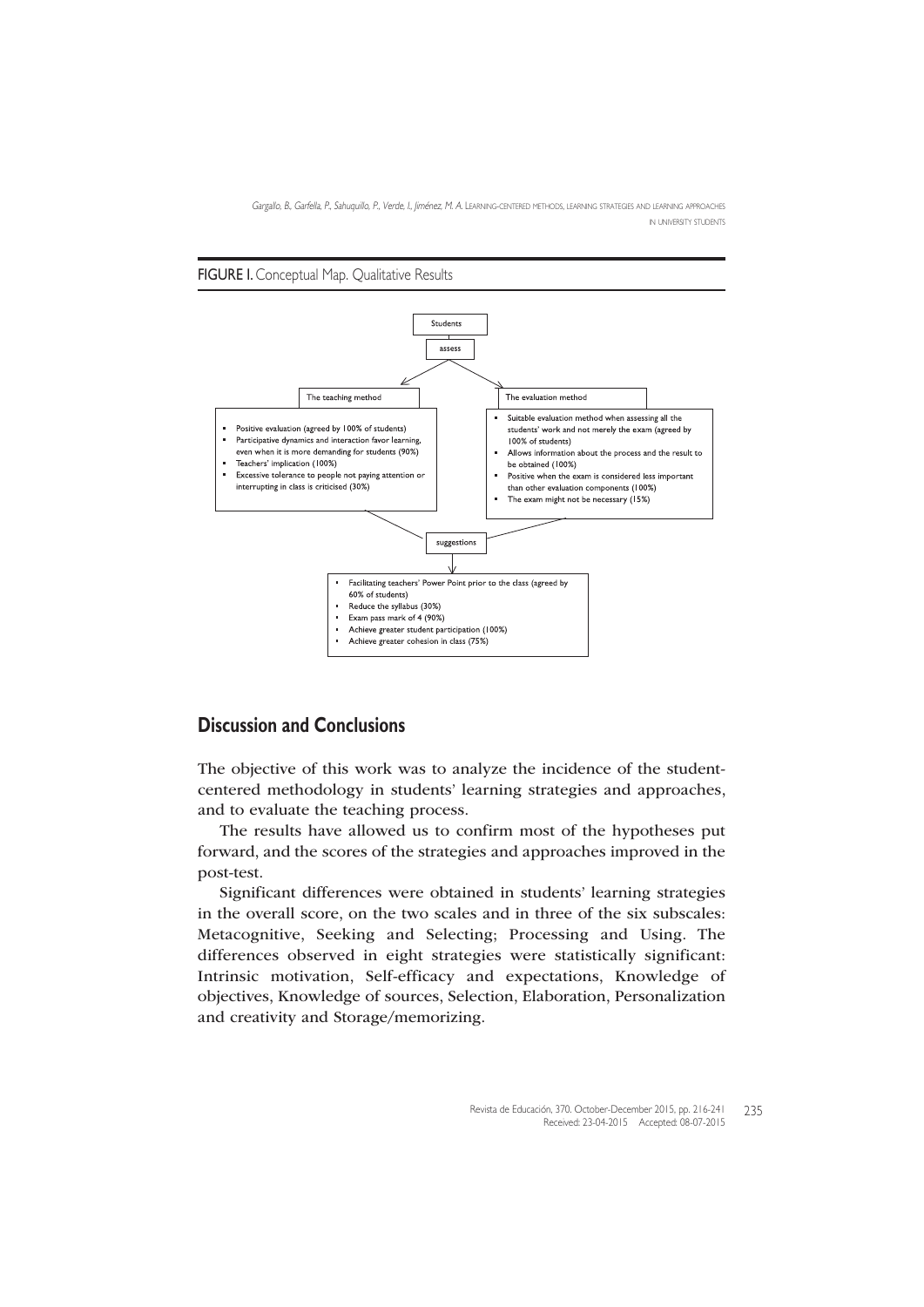**FIGURE I.** Conceptual Map. Qualitative Results

Students

assess

The teaching method

- Positive evaluation (agreed by 100% of students)
- Participative dynamics and interaction favor learning, even when it is more demanding for students (90%)
- Teachers' implication (100%)
- Excessive tolerance to people not paying attention or interrupting in class is criticised (30%)

The evaluation method

- Suitable evaluation method when assessing all the students' work and not merely the exam (agreed by 100% of students)
- Allows information about the process and the result to be obtained (100%)
- Positive when the exam is considered less important than other evaluation components (100%)
- The exam might not be necessary (15%)

suggestions

- Facilitating teachers' Power Point prior to the class (agreed by 60% of students)
- Reduce the syllabus (30%)
- Exam pass mark of 4 (90%)
- Achieve greater student participation (100%)
- Achieve greater cohesion in class (75%)

## Discussion and Conclusions

The objective of this work was to analyze the incidence of the student-centered methodology in students' learning strategies and approaches, and to evaluate the teaching process.

The results have allowed us to confirm most of the hypotheses put forward, and the scores of the strategies and approaches improved in the post-test.

Significant differences were obtained in students' learning strategies in the overall score, on the two scales and in three of the six subscales: Metacognitive, Seeking and Selecting; Processing and Using. The differences observed in eight strategies were statistically significant: Intrinsic motivation, Self-efficacy and expectations, Knowledge of objectives, Knowledge of sources, Selection, Elaboration, Personalization and creativity and Storage/memorizing.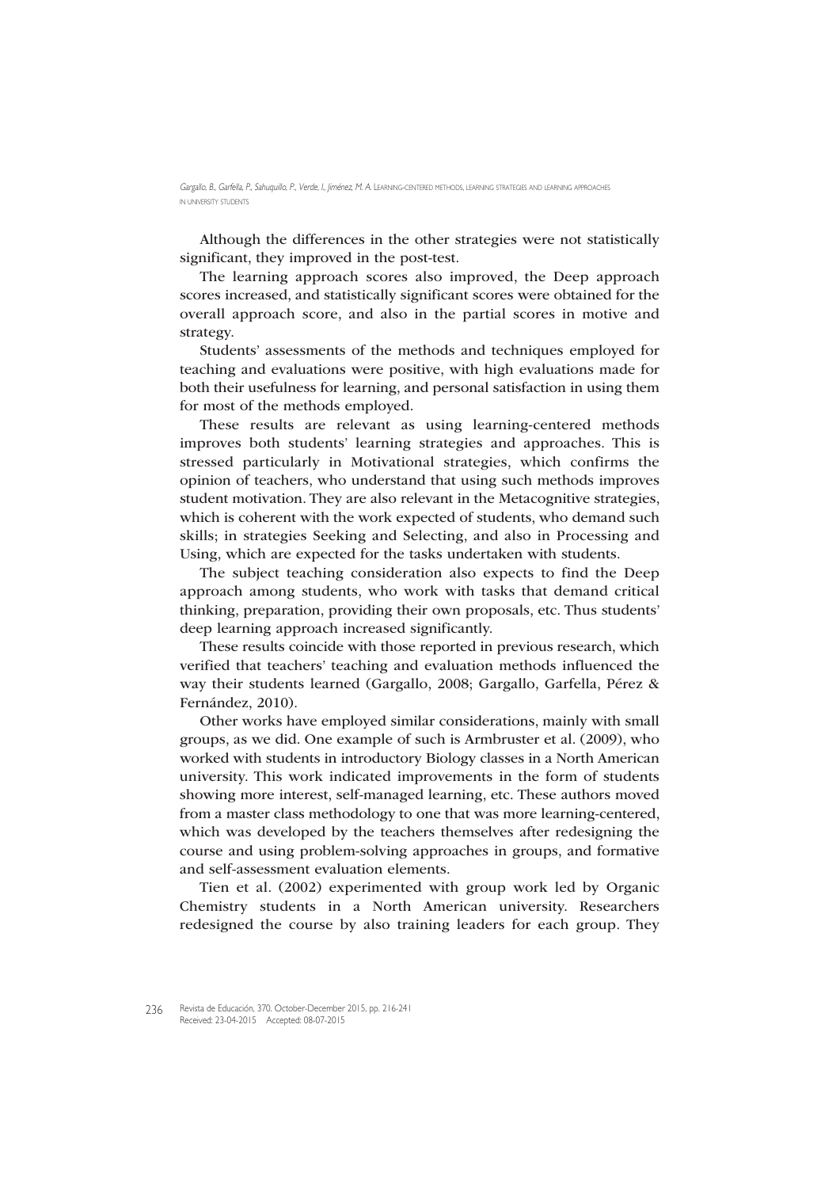Although the differences in the other strategies were not statistically significant, they improved in the post-test.

The learning approach scores also improved, the Deep approach scores increased, and statistically significant scores were obtained for the overall approach score, and also in the partial scores in motive and strategy.

Students' assessments of the methods and techniques employed for teaching and evaluations were positive, with high evaluations made for both their usefulness for learning, and personal satisfaction in using them for most of the methods employed.

These results are relevant as using learning-centered methods improves both students' learning strategies and approaches. This is stressed particularly in Motivational strategies, which confirms the opinion of teachers, who understand that using such methods improves student motivation. They are also relevant in the Metacognitive strategies, which is coherent with the work expected of students, who demand such skills; in strategies Seeking and Selecting, and also in Processing and Using, which are expected for the tasks undertaken with students.

The subject teaching consideration also expects to find the Deep approach among students, who work with tasks that demand critical thinking, preparation, providing their own proposals, etc. Thus students' deep learning approach increased significantly.

These results coincide with those reported in previous research, which verified that teachers' teaching and evaluation methods influenced the way their students learned (Gargallo, 2008; Gargallo, Garfella, Pérez & Fernández, 2010).

Other works have employed similar considerations, mainly with small groups, as we did. One example of such is Armbruster et al. (2009), who worked with students in introductory Biology classes in a North American university. This work indicated improvements in the form of students showing more interest, self-managed learning, etc. These authors moved from a master class methodology to one that was more learning-centered, which was developed by the teachers themselves after redesigning the course and using problem-solving approaches in groups, and formative and self-assessment evaluation elements.

Tien et al. (2002) experimented with group work led by Organic Chemistry students in a North American university. Researchers redesigned the course by also training leaders for each group. They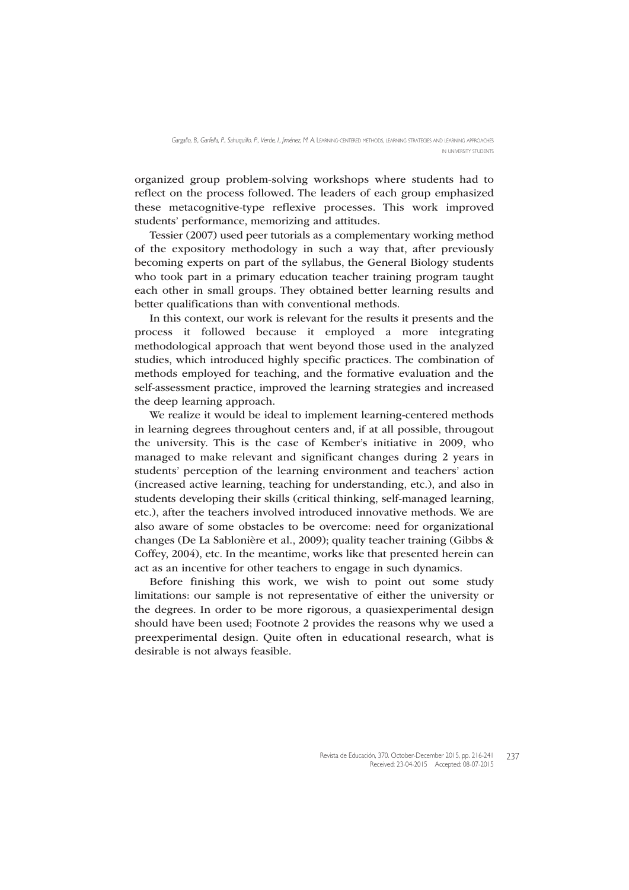organized group problem-solving workshops where students had to reflect on the process followed. The leaders of each group emphasized these metacognitive-type reflexive processes. This work improved students' performance, memorizing and attitudes.

Tessier (2007) used peer tutorials as a complementary working method of the expository methodology in such a way that, after previously becoming experts on part of the syllabus, the General Biology students who took part in a primary education teacher training program taught each other in small groups. They obtained better learning results and better qualifications than with conventional methods.

In this context, our work is relevant for the results it presents and the process it followed because it employed a more integrating methodological approach that went beyond those used in the analyzed studies, which introduced highly specific practices. The combination of methods employed for teaching, and the formative evaluation and the self-assessment practice, improved the learning strategies and increased the deep learning approach.

We realize it would be ideal to implement learning-centered methods in learning degrees throughout centers and, if at all possible, througout the university. This is the case of Kember's initiative in 2009, who managed to make relevant and significant changes during 2 years in students' perception of the learning environment and teachers' action (increased active learning, teaching for understanding, etc.), and also in students developing their skills (critical thinking, self-managed learning, etc.), after the teachers involved introduced innovative methods. We are also aware of some obstacles to be overcome: need for organizational changes (De La Sablonière et al., 2009); quality teacher training (Gibbs & Coffey, 2004), etc. In the meantime, works like that presented herein can act as an incentive for other teachers to engage in such dynamics.

Before finishing this work, we wish to point out some study limitations: our sample is not representative of either the university or the degrees. In order to be more rigorous, a quasiexperimental design should have been used; Footnote 2 provides the reasons why we used a preexperimental design. Quite often in educational research, what is desirable is not always feasible.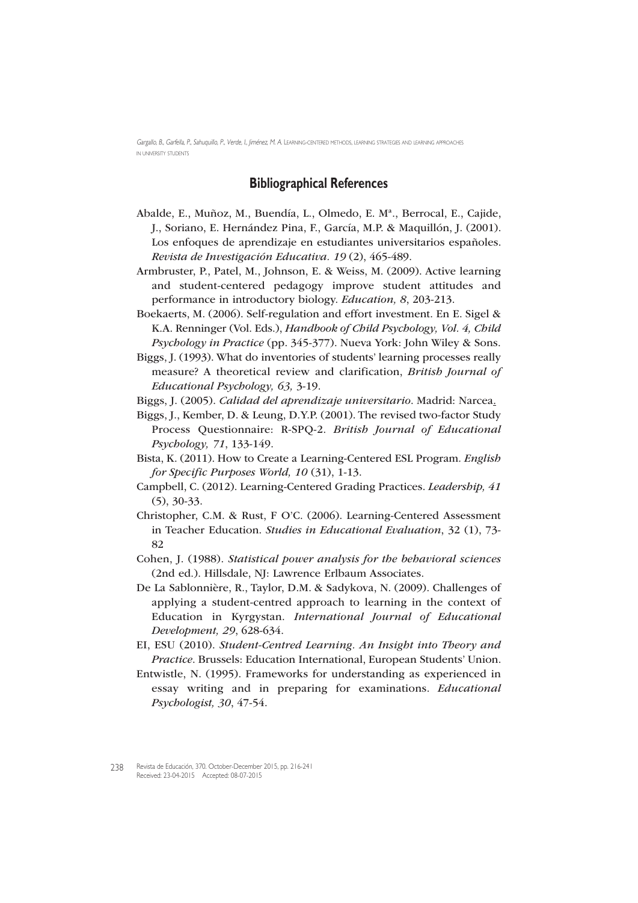## Bibliographical References

Abalde, E., Muñoz, M., Buendía, L., Olmedo, E. Mª., Berrocal, E., Cajide, J., Soriano, E. Hernández Pina, F., García, M.P. & Maquillón, J. (2001). Los enfoques de aprendizaje en estudiantes universitarios españoles. *Revista de Investigación Educativa. 19* (2), 465-489.

Armbruster, P., Patel, M., Johnson, E. & Weiss, M. (2009). Active learning and student-centered pedagogy improve student attitudes and performance in introductory biology. *Education, 8*, 203-213.

Boekaerts, M. (2006). Self-regulation and effort investment. En E. Sigel & K.A. Renninger (Vol. Eds.), *Handbook of Child Psychology, Vol. 4, Child Psychology in Practice* (pp. 345-377). Nueva York: John Wiley & Sons.

Biggs, J. (1993). What do inventories of students' learning processes really measure? A theoretical review and clarification, *British Journal of Educational Psychology, 63,* 3-19.

Biggs, J. (2005). *Calidad del aprendizaje universitario*. Madrid: Narcea.

Biggs, J., Kember, D. & Leung, D.Y.P. (2001). The revised two-factor Study Process Questionnaire: R-SPQ-2. *British Journal of Educational Psychology, 71*, 133-149.

Bista, K. (2011). How to Create a Learning-Centered ESL Program. *English for Specific Purposes World, 10* (31), 1-13.

Campbell, C. (2012). Learning-Centered Grading Practices. *Leadership, 41* (5), 30-33.

Christopher, C.M. & Rust, F O'C. (2006). Learning-Centered Assessment in Teacher Education. *Studies in Educational Evaluation*, 32 (1), 73-82

Cohen, J. (1988). *Statistical power analysis for the behavioral sciences* (2nd ed.). Hillsdale, NJ: Lawrence Erlbaum Associates.

De La Sablonnière, R., Taylor, D.M. & Sadykova, N. (2009). Challenges of applying a student-centred approach to learning in the context of Education in Kyrgystan. *International Journal of Educational Development, 29*, 628-634.

EI, ESU (2010). *Student-Centred Learning. An Insight into Theory and Practice*. Brussels: Education International, European Students' Union.

Entwistle, N. (1995). Frameworks for understanding as experienced in essay writing and in preparing for examinations. *Educational Psychologist, 30*, 47-54.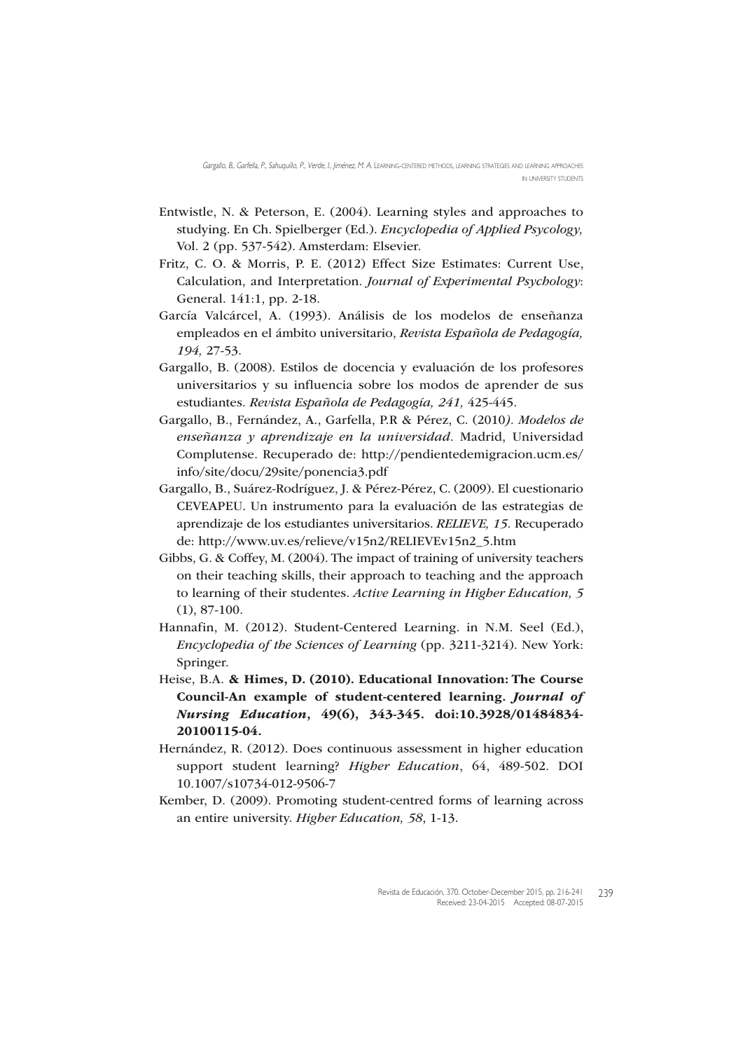Entwistle, N. & Peterson, E. (2004). Learning styles and approaches to studying. En Ch. Spielberger (Ed.). *Encyclopedia of Applied Psycology,* Vol. 2 (pp. 537-542). Amsterdam: Elsevier.

Fritz, C. O. & Morris, P. E. (2012) Effect Size Estimates: Current Use, Calculation, and Interpretation. *Journal of Experimental Psychology*: General. 141:1, pp. 2-18.

García Valcárcel, A. (1993). Análisis de los modelos de enseñanza empleados en el ámbito universitario, *Revista Española de Pedagogía, 194,* 27-53.

Gargallo, B. (2008). Estilos de docencia y evaluación de los profesores universitarios y su influencia sobre los modos de aprender de sus estudiantes. *Revista Española de Pedagogía, 241,* 425-445.

Gargallo, B., Fernández, A., Garfella, P.R & Pérez, C. (2010*). Modelos de enseñanza y aprendizaje en la universidad*. Madrid, Universidad Complutense. Recuperado de: http://pendientedemigracion.ucm.es/info/site/docu/29site/ponencia3.pdf

Gargallo, B., Suárez-Rodríguez, J. & Pérez-Pérez, C. (2009). El cuestionario CEVEAPEU. Un instrumento para la evaluación de las estrategias de aprendizaje de los estudiantes universitarios. *RELIEVE, 15.* Recuperado de: http://www.uv.es/relieve/v15n2/RELIEVEv15n2_5.htm

Gibbs, G. & Coffey, M. (2004). The impact of training of university teachers on their teaching skills, their approach to teaching and the approach to learning of their studentes. *Active Learning in Higher Education, 5* (1), 87-100.

Hannafin, M. (2012). Student-Centered Learning. in N.M. Seel (Ed.), *Encyclopedia of the Sciences of Learning* (pp. 3211-3214). New York: Springer.

Heise, B.A. **& Himes, D. (2010). Educational Innovation: The Course Council-An example of student-centered learning. *Journal of Nursing Education*, 49(6), 343-345. doi:10.3928/01484834-20100115-04.**

Hernández, R. (2012). Does continuous assessment in higher education support student learning? *Higher Education*, 64, 489-502. DOI 10.1007/s10734-012-9506-7

Kember, D. (2009). Promoting student-centred forms of learning across an entire university. *Higher Education, 58*, 1-13.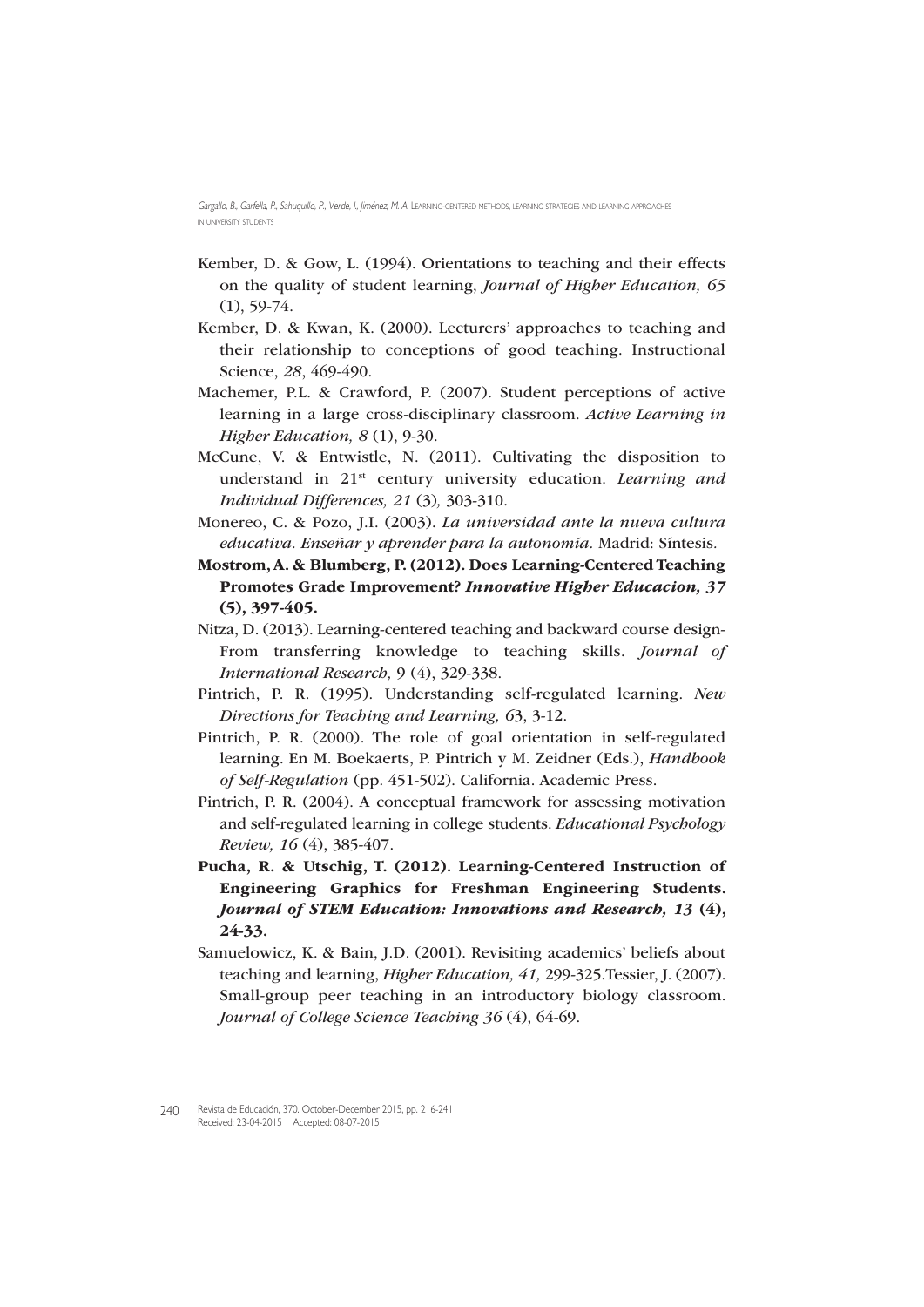Kember, D. & Gow, L. (1994). Orientations to teaching and their effects on the quality of student learning, *Journal of Higher Education, 65* (1), 59-74.

Kember, D. & Kwan, K. (2000). Lecturers' approaches to teaching and their relationship to conceptions of good teaching. Instructional Science, *28*, 469-490.

Machemer, P.L. & Crawford, P. (2007). Student perceptions of active learning in a large cross-disciplinary classroom. *Active Learning in Higher Education, 8* (1), 9-30.

McCune, V. & Entwistle, N. (2011). Cultivating the disposition to understand in 21st century university education. *Learning and Individual Differences, 21* (3)*,* 303-310.

Monereo, C. & Pozo, J.I. (2003). *La universidad ante la nueva cultura educativa. Enseñar y aprender para la autonomía.* Madrid: Síntesis.

**Mostrom, A. & Blumberg, P. (2012). Does Learning-Centered Teaching Promotes Grade Improvement? *Innovative Higher Educacion, 37* (5), 397-405.**

Nitza, D. (2013). Learning-centered teaching and backward course design-From transferring knowledge to teaching skills. *Journal of International Research,* 9 (4), 329-338.

Pintrich, P. R. (1995). Understanding self-regulated learning. *New Directions for Teaching and Learning, 6*3, 3-12.

Pintrich, P. R. (2000). The role of goal orientation in self-regulated learning. En M. Boekaerts, P. Pintrich y M. Zeidner (Eds.), *Handbook of Self-Regulation* (pp. 451-502). California. Academic Press.

Pintrich, P. R. (2004). A conceptual framework for assessing motivation and self-regulated learning in college students. *Educational Psychology Review, 16* (4), 385-407.

**Pucha, R. & Utschig, T. (2012). Learning-Centered Instruction of Engineering Graphics for Freshman Engineering Students. *Journal of STEM Education: Innovations and Research, 13* (4), 24-33.**

Samuelowicz, K. & Bain, J.D. (2001). Revisiting academics' beliefs about teaching and learning, *Higher Education, 41,* 299-325.Tessier, J. (2007). Small-group peer teaching in an introductory biology classroom. *Journal of College Science Teaching 36* (4), 64-69.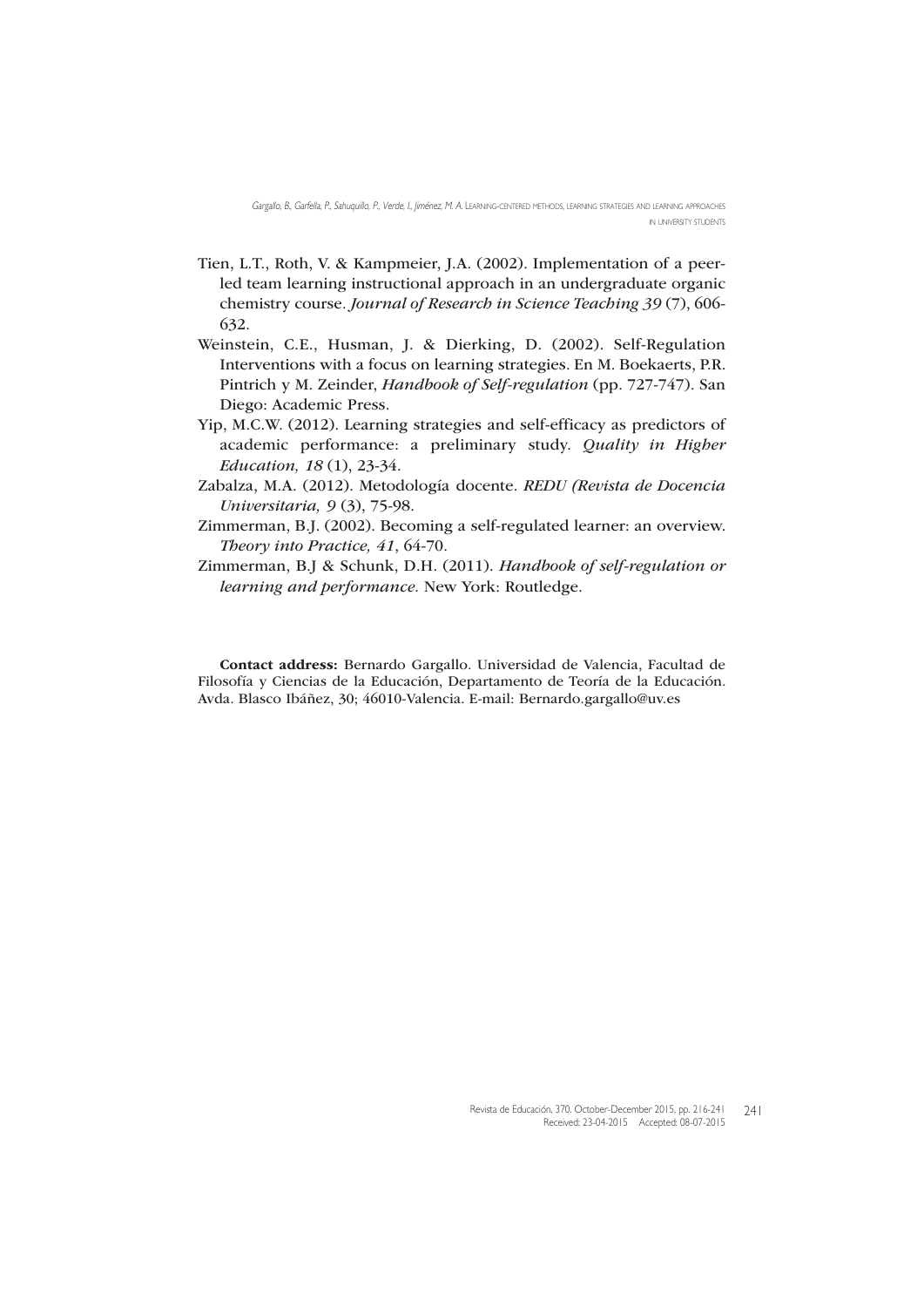Tien, L.T., Roth, V. & Kampmeier, J.A. (2002). Implementation of a peer-led team learning instructional approach in an undergraduate organic chemistry course. *Journal of Research in Science Teaching 39* (7), 606-632.

Weinstein, C.E., Husman, J. & Dierking, D. (2002). Self-Regulation Interventions with a focus on learning strategies. En M. Boekaerts, P.R. Pintrich y M. Zeinder, *Handbook of Self-regulation* (pp. 727-747). San Diego: Academic Press.

Yip, M.C.W. (2012). Learning strategies and self-efficacy as predictors of academic performance: a preliminary study. *Quality in Higher Education, 18* (1), 23-34.

Zabalza, M.A. (2012). Metodología docente. *REDU (Revista de Docencia Universitaria, 9* (3), 75-98.

Zimmerman, B.J. (2002). Becoming a self-regulated learner: an overview. *Theory into Practice, 41*, 64-70.

Zimmerman, B.J & Schunk, D.H. (2011). *Handbook of self-regulation or learning and performance.* New York: Routledge.

**Contact address:** Bernardo Gargallo. Universidad de Valencia, Facultad de Filosofía y Ciencias de la Educación, Departamento de Teoría de la Educación. Avda. Blasco Ibáñez, 30; 46010-Valencia. E-mail: Bernardo.gargallo@uv.es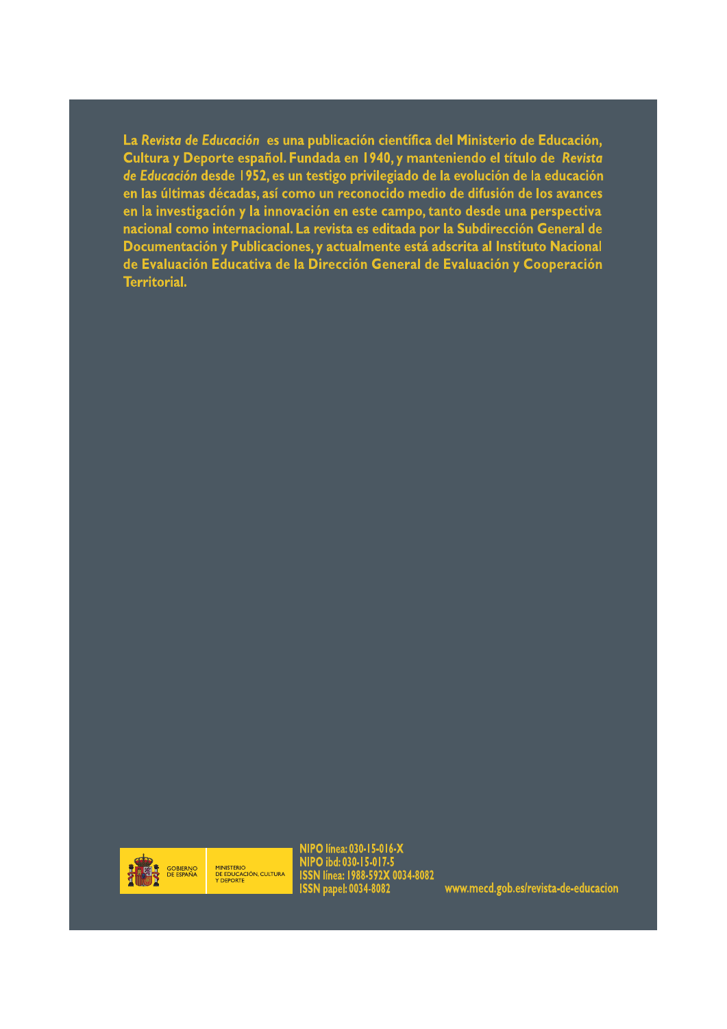La *Revista de Educación* es una publicación científica del Ministerio de Educación, Cultura y Deporte español. Fundada en 1940, y manteniendo el título de *Revista de Educación* desde 1952, es un testigo privilegiado de la evolución de la educación en las últimas décadas, así como un reconocido medio de difusión de los avances en la investigación y la innovación en este campo, tanto desde una perspectiva nacional como internacional. La revista es editada por la Subdirección General de Documentación y Publicaciones, y actualmente está adscrita al Instituto Nacional de Evaluación Educativa de la Dirección General de Evaluación y Cooperación Territorial.

GOBIERNO DE ESPAÑA

MINISTERIO DE EDUCACIÓN, CULTURA Y DEPORTE

NIPO línea: 030-15-016-X
NIPO ibd: 030-15-017-5
ISSN línea: 1988-592X 0034-8082
ISSN papel: 0034-8082

www.mecd.gob.es/revista-de-educacion